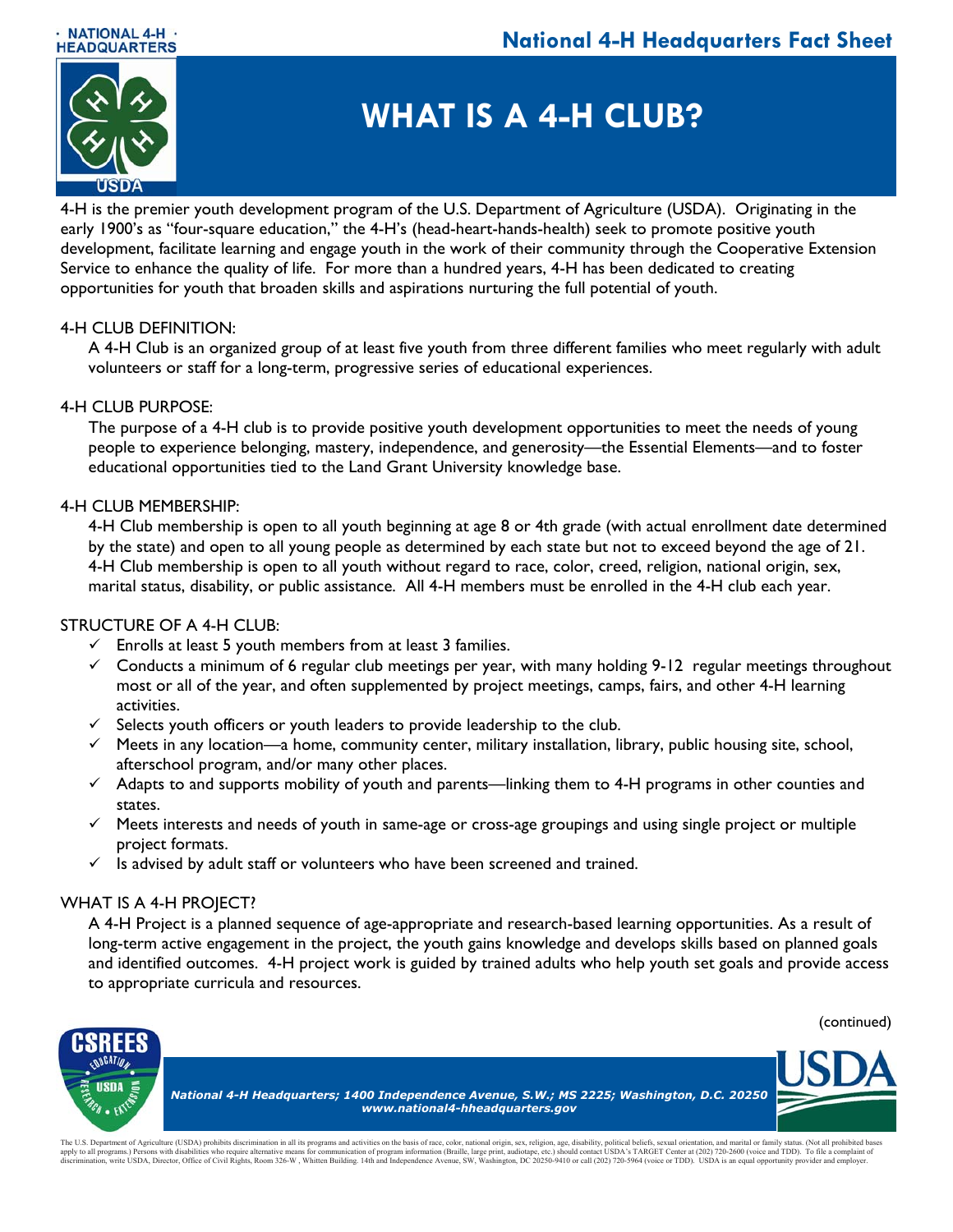# WHAT IS A 4-H CLUB?

4-H is the premier youth development program of the U.S. Department of Agriculture (USDA). Originating in the early 1900's as "four-square education," the 4-H's (head-heart-hands-health) seek to promote positive youth development, facilitate learning and engage youth in the work of their community through the Cooperative Extension Service to enhance the quality of life. For more than a hundred years, 4-H has been dedicated to creating opportunities for youth that broaden skills and aspirations nurturing the full potential of youth.

## 4-H CLUB DEFINITION:

A 4-H Club is an organized group of at least five youth from three different families who meet regularly with adult volunteers or staff for a long-term, progressive series of educational experiences.

## 4-H CLUB PURPOSE:

The purpose of a 4-H club is to provide positive youth development opportunities to meet the needs of young people to experience belonging, mastery, independence, and generosity—the Essential Elements—and to foster educational opportunities tied to the Land Grant University knowledge base.

## 4-H CLUB MEMBERSHIP:

4-H Club membership is open to all youth beginning at age 8 or 4th grade (with actual enrollment date determined by the state) and open to all young people as determined by each state but not to exceed beyond the age of 21. 4-H Club membership is open to all youth without regard to race, color, creed, religion, national origin, sex, marital status, disability, or public assistance. All 4-H members must be enrolled in the 4-H club each year.

## STRUCTURE OF A 4-H CLUB:

- ✓ Enrolls at least 5 youth members from at least 3 families.
- ✓ Conducts a minimum of 6 regular club meetings per year, with many holding 9-12 regular meetings throughout most or all of the year, and often supplemented by project meetings, camps, fairs, and other 4-H learning activities.
- ✓ Selects youth officers or youth leaders to provide leadership to the club.
- ✓ Meets in any location—a home, community center, military installation, library, public housing site, school, afterschool program, and/or many other places.
- ✓ Adapts to and supports mobility of youth and parents—linking them to 4-H programs in other counties and states.
- ✓ Meets interests and needs of youth in same-age or cross-age groupings and using single project or multiple project formats.
- ✓ Is advised by adult staff or volunteers who have been screened and trained.

## WHAT IS A 4-H PROJECT?

A 4-H Project is a planned sequence of age-appropriate and research-based learning opportunities. As a result of long-term active engagement in the project, the youth gains knowledge and develops skills based on planned goals and identified outcomes. 4-H project work is guided by trained adults who help youth set goals and provide access to appropriate curricula and resources.

(continued)

*National 4-H Headquarters; 1400 Independence Avenue, S.W.; MS 2225; Washington, D.C. 20250*
*www.national4-hheadquarters.gov*

The U.S. Department of Agriculture (USDA) prohibits discrimination in all its programs and activities on the basis of race, color, national origin, sex, religion, age, disability, political beliefs, sexual orientation, and marital or family status. (Not all prohibited bases apply to all programs.) Persons with disabilities who require alternative means for communication of program information (Braille, large print, audiotape, etc.) should contact USDA's TARGET Center at (202) 720-2600 (voice and TDD). To file a complaint of discrimination, write USDA, Director, Office of Civil Rights, Room 326-W , Whitten Building. 14th and Independence Avenue, SW, Washington, DC 20250-9410 or call (202) 720-5964 (voice or TDD). USDA is an equal opportunity provider and employer.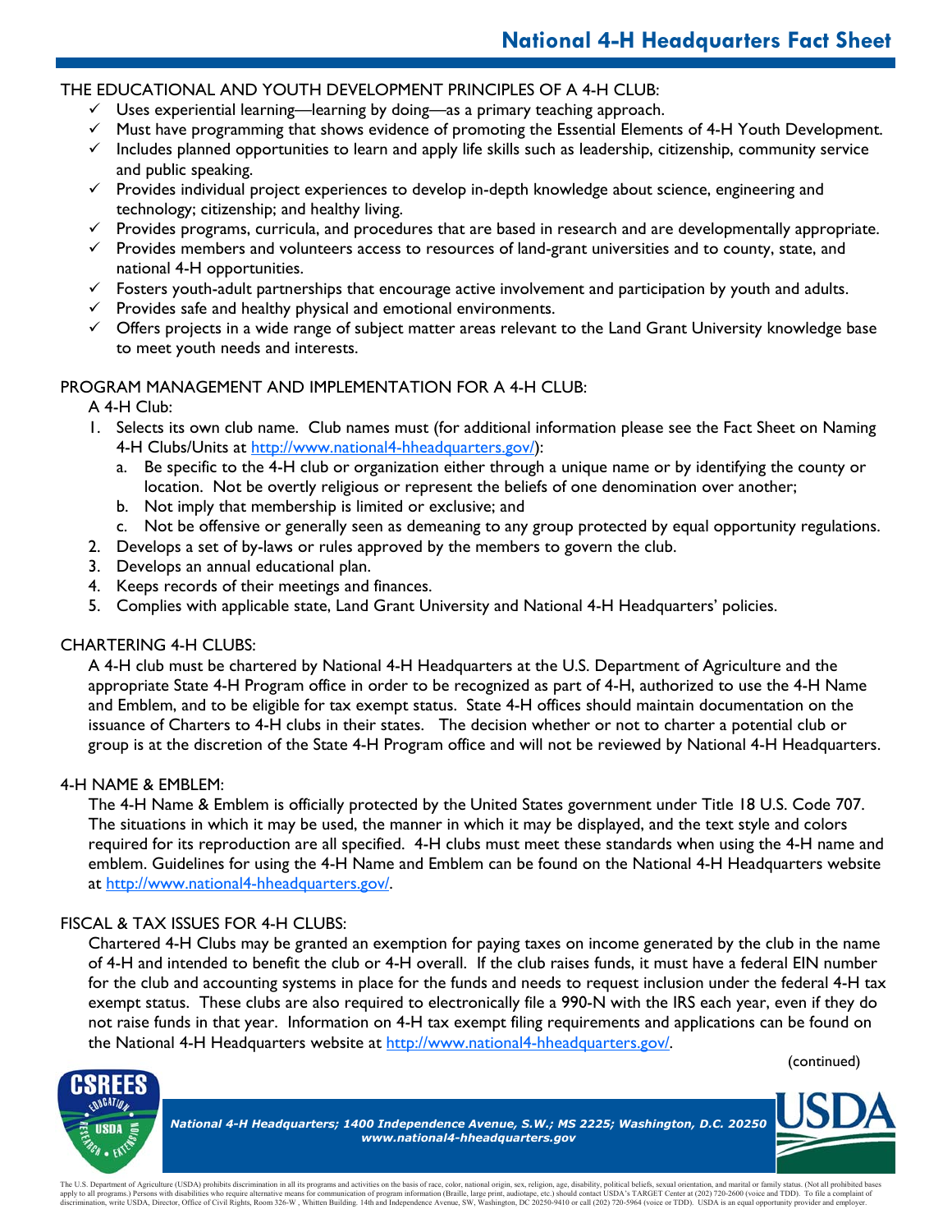# National 4-H Headquarters Fact Sheet

## THE EDUCATIONAL AND YOUTH DEVELOPMENT PRINCIPLES OF A 4-H CLUB:

- ✓ Uses experiential learning—learning by doing—as a primary teaching approach.
- ✓ Must have programming that shows evidence of promoting the Essential Elements of 4-H Youth Development.
- ✓ Includes planned opportunities to learn and apply life skills such as leadership, citizenship, community service and public speaking.
- ✓ Provides individual project experiences to develop in-depth knowledge about science, engineering and technology; citizenship; and healthy living.
- ✓ Provides programs, curricula, and procedures that are based in research and are developmentally appropriate.
- ✓ Provides members and volunteers access to resources of land-grant universities and to county, state, and national 4-H opportunities.
- ✓ Fosters youth-adult partnerships that encourage active involvement and participation by youth and adults.
- ✓ Provides safe and healthy physical and emotional environments.
- ✓ Offers projects in a wide range of subject matter areas relevant to the Land Grant University knowledge base to meet youth needs and interests.

## PROGRAM MANAGEMENT AND IMPLEMENTATION FOR A 4-H CLUB:

A 4-H Club:

1. Selects its own club name. Club names must (for additional information please see the Fact Sheet on Naming 4-H Clubs/Units at http://www.national4-hheadquarters.gov/):
   a. Be specific to the 4-H club or organization either through a unique name or by identifying the county or location. Not be overtly religious or represent the beliefs of one denomination over another;
   b. Not imply that membership is limited or exclusive; and
   c. Not be offensive or generally seen as demeaning to any group protected by equal opportunity regulations.
2. Develops a set of by-laws or rules approved by the members to govern the club.
3. Develops an annual educational plan.
4. Keeps records of their meetings and finances.
5. Complies with applicable state, Land Grant University and National 4-H Headquarters' policies.

## CHARTERING 4-H CLUBS:

A 4-H club must be chartered by National 4-H Headquarters at the U.S. Department of Agriculture and the appropriate State 4-H Program office in order to be recognized as part of 4-H, authorized to use the 4-H Name and Emblem, and to be eligible for tax exempt status. State 4-H offices should maintain documentation on the issuance of Charters to 4-H clubs in their states. The decision whether or not to charter a potential club or group is at the discretion of the State 4-H Program office and will not be reviewed by National 4-H Headquarters.

## 4-H NAME & EMBLEM:

The 4-H Name & Emblem is officially protected by the United States government under Title 18 U.S. Code 707. The situations in which it may be used, the manner in which it may be displayed, and the text style and colors required for its reproduction are all specified. 4-H clubs must meet these standards when using the 4-H name and emblem. Guidelines for using the 4-H Name and Emblem can be found on the National 4-H Headquarters website at http://www.national4-hheadquarters.gov/.

## FISCAL & TAX ISSUES FOR 4-H CLUBS:

Chartered 4-H Clubs may be granted an exemption for paying taxes on income generated by the club in the name of 4-H and intended to benefit the club or 4-H overall. If the club raises funds, it must have a federal EIN number for the club and accounting systems in place for the funds and needs to request inclusion under the federal 4-H tax exempt status. These clubs are also required to electronically file a 990-N with the IRS each year, even if they do not raise funds in that year. Information on 4-H tax exempt filing requirements and applications can be found on the National 4-H Headquarters website at http://www.national4-hheadquarters.gov/.

(continued)

*National 4-H Headquarters; 1400 Independence Avenue, S.W.; MS 2225; Washington, D.C. 20250*
*www.national4-hheadquarters.gov*

The U.S. Department of Agriculture (USDA) prohibits discrimination in all its programs and activities on the basis of race, color, national origin, sex, religion, age, disability, political beliefs, sexual orientation, and marital or family status. (Not all prohibited bases apply to all programs.) Persons with disabilities who require alternative means for communication of program information (Braille, large print, audiotape, etc.) should contact USDA's TARGET Center at (202) 720-2600 (voice and TDD). To file a complaint of discrimination, write USDA, Director, Office of Civil Rights, Room 326-W , Whitten Building. 14th and Independence Avenue, SW, Washington, DC 20250-9410 or call (202) 720-5964 (voice or TDD). USDA is an equal opportunity provider and employer.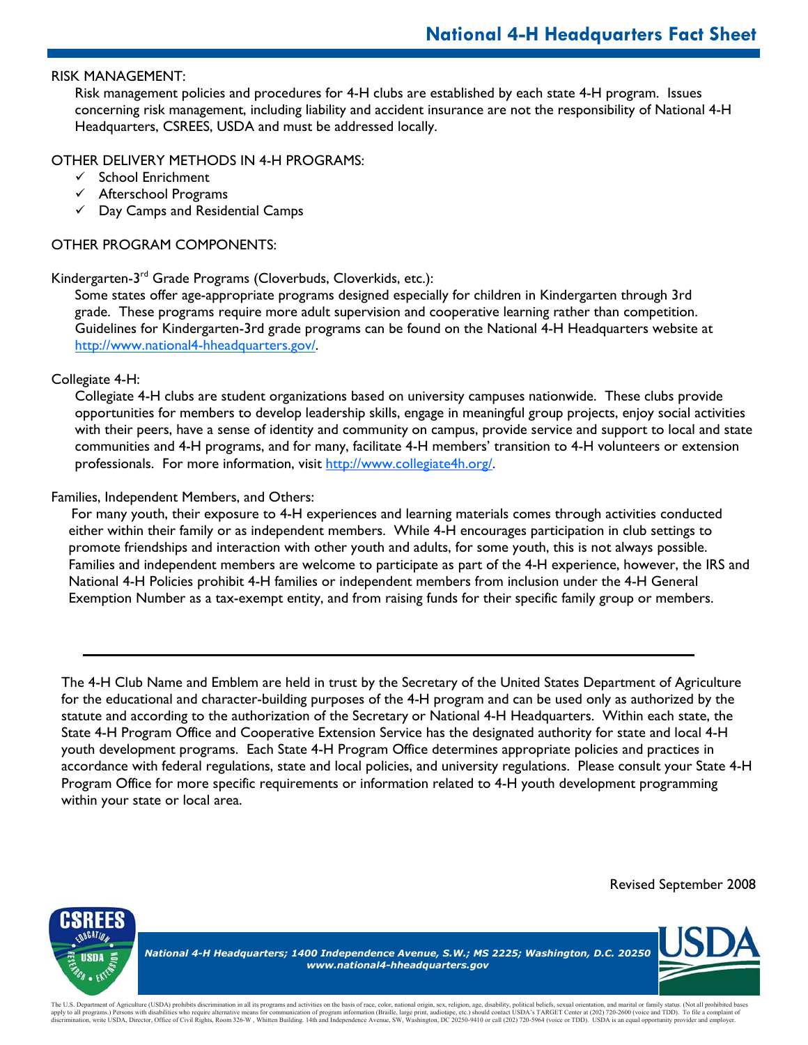RISK MANAGEMENT:

Risk management policies and procedures for 4-H clubs are established by each state 4-H program. Issues concerning risk management, including liability and accident insurance are not the responsibility of National 4-H Headquarters, CSREES, USDA and must be addressed locally.

OTHER DELIVERY METHODS IN 4-H PROGRAMS:

- ✓ School Enrichment
- ✓ Afterschool Programs
- ✓ Day Camps and Residential Camps

OTHER PROGRAM COMPONENTS:

Kindergarten-3rd Grade Programs (Cloverbuds, Cloverkids, etc.):

Some states offer age-appropriate programs designed especially for children in Kindergarten through 3rd grade. These programs require more adult supervision and cooperative learning rather than competition. Guidelines for Kindergarten-3rd grade programs can be found on the National 4-H Headquarters website at http://www.national4-hheadquarters.gov/.

Collegiate 4-H:

Collegiate 4-H clubs are student organizations based on university campuses nationwide. These clubs provide opportunities for members to develop leadership skills, engage in meaningful group projects, enjoy social activities with their peers, have a sense of identity and community on campus, provide service and support to local and state communities and 4-H programs, and for many, facilitate 4-H members' transition to 4-H volunteers or extension professionals. For more information, visit http://www.collegiate4h.org/.

Families, Independent Members, and Others:

For many youth, their exposure to 4-H experiences and learning materials comes through activities conducted either within their family or as independent members. While 4-H encourages participation in club settings to promote friendships and interaction with other youth and adults, for some youth, this is not always possible. Families and independent members are welcome to participate as part of the 4-H experience, however, the IRS and National 4-H Policies prohibit 4-H families or independent members from inclusion under the 4-H General Exemption Number as a tax-exempt entity, and from raising funds for their specific family group or members.

---

The 4-H Club Name and Emblem are held in trust by the Secretary of the United States Department of Agriculture for the educational and character-building purposes of the 4-H program and can be used only as authorized by the statute and according to the authorization of the Secretary or National 4-H Headquarters. Within each state, the State 4-H Program Office and Cooperative Extension Service has the designated authority for state and local 4-H youth development programs. Each State 4-H Program Office determines appropriate policies and practices in accordance with federal regulations, state and local policies, and university regulations. Please consult your State 4-H Program Office for more specific requirements or information related to 4-H youth development programming within your state or local area.

Revised September 2008

*National 4-H Headquarters; 1400 Independence Avenue, S.W.; MS 2225; Washington, D.C. 20250*
*www.national4-hheadquarters.gov*

The U.S. Department of Agriculture (USDA) prohibits discrimination in all its programs and activities on the basis of race, color, national origin, sex, religion, age, disability, political beliefs, sexual orientation, and marital or family status. (Not all prohibited bases apply to all programs.) Persons with disabilities who require alternative means for communication of program information (Braille, large print, audiotape, etc.) should contact USDA's TARGET Center at (202) 720-2600 (voice and TDD). To file a complaint of discrimination, write USDA, Director, Office of Civil Rights, Room 326-W , Whitten Building, 14th and Independence Avenue, SW, Washington, DC 20250-9410 or call (202) 720-5964 (voice or TDD). USDA is an equal opportunity provider and employer.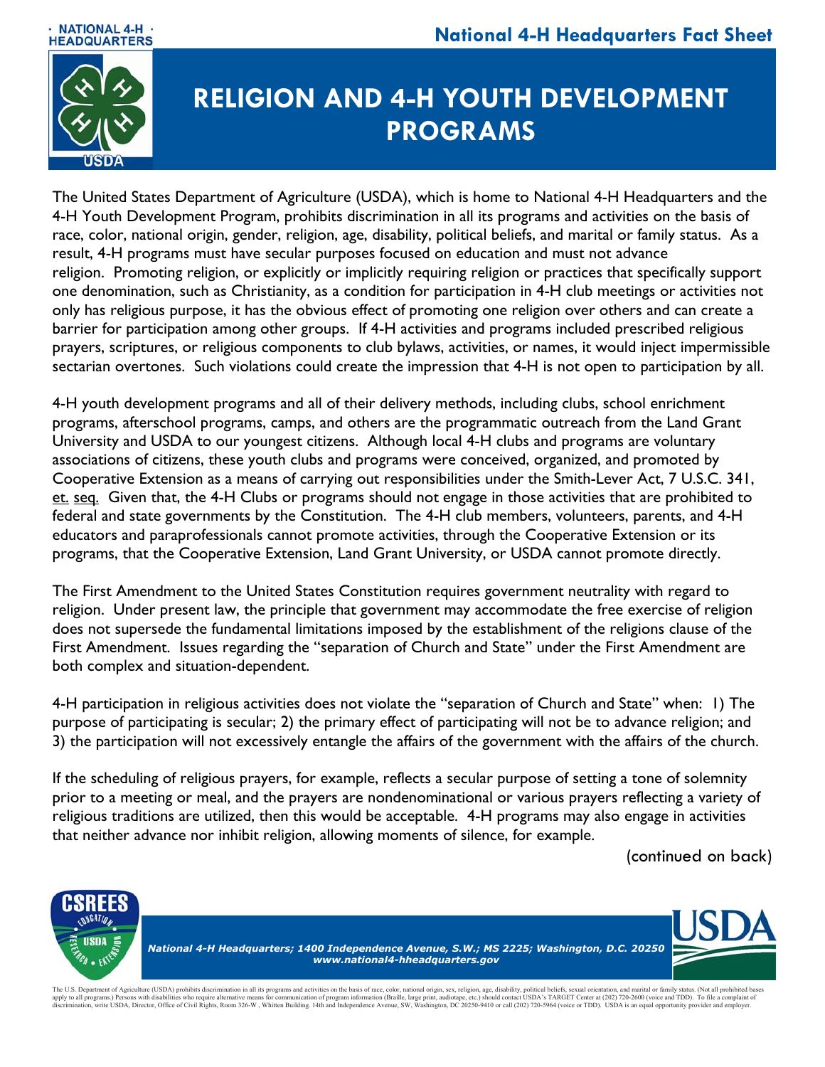# RELIGION AND 4-H YOUTH DEVELOPMENT PROGRAMS

The United States Department of Agriculture (USDA), which is home to National 4-H Headquarters and the 4-H Youth Development Program, prohibits discrimination in all its programs and activities on the basis of race, color, national origin, gender, religion, age, disability, political beliefs, and marital or family status. As a result, 4-H programs must have secular purposes focused on education and must not advance religion. Promoting religion, or explicitly or implicitly requiring religion or practices that specifically support one denomination, such as Christianity, as a condition for participation in 4-H club meetings or activities not only has religious purpose, it has the obvious effect of promoting one religion over others and can create a barrier for participation among other groups. If 4-H activities and programs included prescribed religious prayers, scriptures, or religious components to club bylaws, activities, or names, it would inject impermissible sectarian overtones. Such violations could create the impression that 4-H is not open to participation by all.

4-H youth development programs and all of their delivery methods, including clubs, school enrichment programs, afterschool programs, camps, and others are the programmatic outreach from the Land Grant University and USDA to our youngest citizens. Although local 4-H clubs and programs are voluntary associations of citizens, these youth clubs and programs were conceived, organized, and promoted by Cooperative Extension as a means of carrying out responsibilities under the Smith-Lever Act, 7 U.S.C. 341, et. seq. Given that, the 4-H Clubs or programs should not engage in those activities that are prohibited to federal and state governments by the Constitution. The 4-H club members, volunteers, parents, and 4-H educators and paraprofessionals cannot promote activities, through the Cooperative Extension or its programs, that the Cooperative Extension, Land Grant University, or USDA cannot promote directly.

The First Amendment to the United States Constitution requires government neutrality with regard to religion. Under present law, the principle that government may accommodate the free exercise of religion does not supersede the fundamental limitations imposed by the establishment of the religions clause of the First Amendment. Issues regarding the "separation of Church and State" under the First Amendment are both complex and situation-dependent.

4-H participation in religious activities does not violate the "separation of Church and State" when: 1) The purpose of participating is secular; 2) the primary effect of participating will not be to advance religion; and 3) the participation will not excessively entangle the affairs of the government with the affairs of the church.

If the scheduling of religious prayers, for example, reflects a secular purpose of setting a tone of solemnity prior to a meeting or meal, and the prayers are nondenominational or various prayers reflecting a variety of religious traditions are utilized, then this would be acceptable. 4-H programs may also engage in activities that neither advance nor inhibit religion, allowing moments of silence, for example.

(continued on back)

*National 4-H Headquarters; 1400 Independence Avenue, S.W.; MS 2225; Washington, D.C. 20250*
*www.national4-hheadquarters.gov*

The U.S. Department of Agriculture (USDA) prohibits discrimination in all its programs and activities on the basis of race, color, national origin, sex, religion, age, disability, political beliefs, sexual orientation, and marital or family status. (Not all prohibited bases apply to all programs.) Persons with disabilities who require alternative means for communication of program information (Braille, large print, audiotape, etc.) should contact USDA's TARGET Center at (202) 720-2600 (voice and TDD). To file a complaint of discrimination, write USDA, Director, Office of Civil Rights, Room 326-W , Whitten Building. 14th and Independence Avenue, SW, Washington, DC 20250-9410 or call (202) 720-5964 (voice or TDD). USDA is an equal opportunity provider and employer.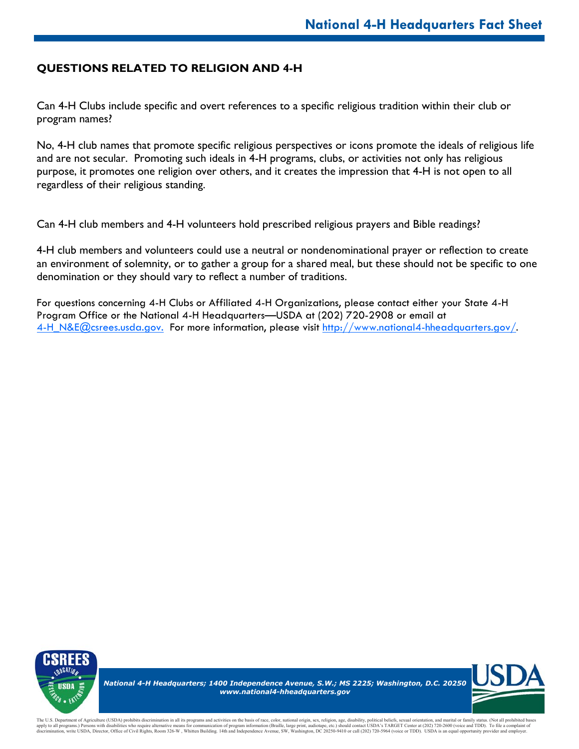## QUESTIONS RELATED TO RELIGION AND 4-H

Can 4-H Clubs include specific and overt references to a specific religious tradition within their club or program names?

No, 4-H club names that promote specific religious perspectives or icons promote the ideals of religious life and are not secular. Promoting such ideals in 4-H programs, clubs, or activities not only has religious purpose, it promotes one religion over others, and it creates the impression that 4-H is not open to all regardless of their religious standing.

Can 4-H club members and 4-H volunteers hold prescribed religious prayers and Bible readings?

4-H club members and volunteers could use a neutral or nondenominational prayer or reflection to create an environment of solemnity, or to gather a group for a shared meal, but these should not be specific to one denomination or they should vary to reflect a number of traditions.

For questions concerning 4-H Clubs or Affiliated 4-H Organizations, please contact either your State 4-H Program Office or the National 4-H Headquarters—USDA at (202) 720-2908 or email at 4-H_N&E@csrees.usda.gov. For more information, please visit http://www.national4-hheadquarters.gov/.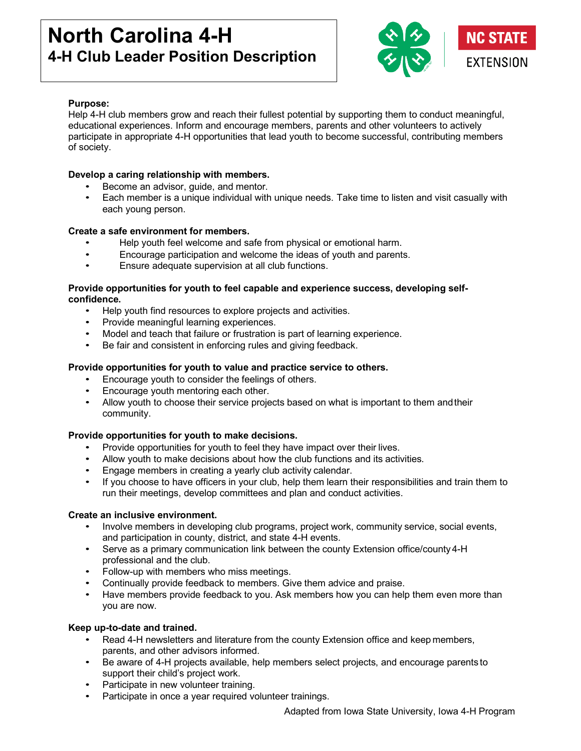# North Carolina 4-H
## 4-H Club Leader Position Description

**Purpose:**
Help 4-H club members grow and reach their fullest potential by supporting them to conduct meaningful, educational experiences. Inform and encourage members, parents and other volunteers to actively participate in appropriate 4-H opportunities that lead youth to become successful, contributing members of society.

**Develop a caring relationship with members.**

- Become an advisor, guide, and mentor.
- Each member is a unique individual with unique needs. Take time to listen and visit casually with each young person.

**Create a safe environment for members.**

- Help youth feel welcome and safe from physical or emotional harm.
- Encourage participation and welcome the ideas of youth and parents.
- Ensure adequate supervision at all club functions.

**Provide opportunities for youth to feel capable and experience success, developing self-confidence.**

- Help youth find resources to explore projects and activities.
- Provide meaningful learning experiences.
- Model and teach that failure or frustration is part of learning experience.
- Be fair and consistent in enforcing rules and giving feedback.

**Provide opportunities for youth to value and practice service to others.**

- Encourage youth to consider the feelings of others.
- Encourage youth mentoring each other.
- Allow youth to choose their service projects based on what is important to them and their community.

**Provide opportunities for youth to make decisions.**

- Provide opportunities for youth to feel they have impact over their lives.
- Allow youth to make decisions about how the club functions and its activities.
- Engage members in creating a yearly club activity calendar.
- If you choose to have officers in your club, help them learn their responsibilities and train them to run their meetings, develop committees and plan and conduct activities.

**Create an inclusive environment.**

- Involve members in developing club programs, project work, community service, social events, and participation in county, district, and state 4-H events.
- Serve as a primary communication link between the county Extension office/county 4-H professional and the club.
- Follow-up with members who miss meetings.
- Continually provide feedback to members. Give them advice and praise.
- Have members provide feedback to you. Ask members how you can help them even more than you are now.

**Keep up-to-date and trained.**

- Read 4-H newsletters and literature from the county Extension office and keep members, parents, and other advisors informed.
- Be aware of 4-H projects available, help members select projects, and encourage parents to support their child's project work.
- Participate in new volunteer training.
- Participate in once a year required volunteer trainings.

Adapted from Iowa State University, Iowa 4-H Program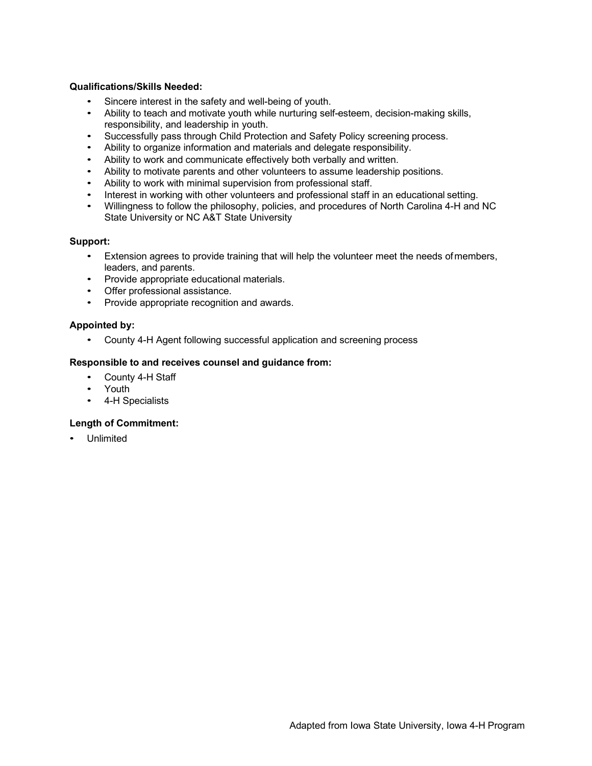**Qualifications/Skills Needed:**

- Sincere interest in the safety and well-being of youth.
- Ability to teach and motivate youth while nurturing self-esteem, decision-making skills, responsibility, and leadership in youth.
- Successfully pass through Child Protection and Safety Policy screening process.
- Ability to organize information and materials and delegate responsibility.
- Ability to work and communicate effectively both verbally and written.
- Ability to motivate parents and other volunteers to assume leadership positions.
- Ability to work with minimal supervision from professional staff.
- Interest in working with other volunteers and professional staff in an educational setting.
- Willingness to follow the philosophy, policies, and procedures of North Carolina 4-H and NC State University or NC A&T State University

**Support:**

- Extension agrees to provide training that will help the volunteer meet the needs of members, leaders, and parents.
- Provide appropriate educational materials.
- Offer professional assistance.
- Provide appropriate recognition and awards.

**Appointed by:**

- County 4-H Agent following successful application and screening process

**Responsible to and receives counsel and guidance from:**

- County 4-H Staff
- Youth
- 4-H Specialists

**Length of Commitment:**

- Unlimited

Adapted from Iowa State University, Iowa 4-H Program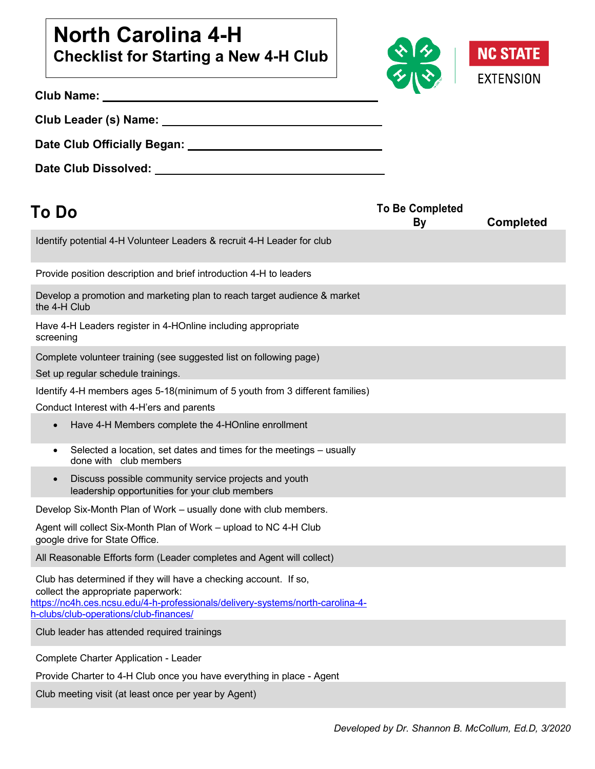# North Carolina 4-H

## Checklist for Starting a New 4-H Club

**Club Name:** ______________________________

**Club Leader (s) Name:** ______________________________

**Date Club Officially Began:** ______________________________

**Date Club Dissolved:** ______________________________

| To Do | To Be Completed By | Completed |
|---|---|---|
| Identify potential 4-H Volunteer Leaders & recruit 4-H Leader for club | | |
| Provide position description and brief introduction 4-H to leaders | | |
| Develop a promotion and marketing plan to reach target audience & market the 4-H Club | | |
| Have 4-H Leaders register in 4-HOnline including appropriate screening | | |
| Complete volunteer training (see suggested list on following page) Set up regular schedule trainings. | | |
| Identify 4-H members ages 5-18(minimum of 5 youth from 3 different families) | | |
| Conduct Interest with 4-H'ers and parents | | |
| • Have 4-H Members complete the 4-HOnline enrollment | | |
| • Selected a location, set dates and times for the meetings – usually done with club members | | |
| • Discuss possible community service projects and youth leadership opportunities for your club members | | |
| Develop Six-Month Plan of Work – usually done with club members. | | |
| Agent will collect Six-Month Plan of Work – upload to NC 4-H Club google drive for State Office. | | |
| All Reasonable Efforts form (Leader completes and Agent will collect) | | |
| Club has determined if they will have a checking account. If so, collect the appropriate paperwork: https://nc4h.ces.ncsu.edu/4-h-professionals/delivery-systems/north-carolina-4-h-clubs/club-operations/club-finances/ | | |
| Club leader has attended required trainings | | |
| Complete Charter Application - Leader | | |
| Provide Charter to 4-H Club once you have everything in place - Agent | | |
| Club meeting visit (at least once per year by Agent) | | |

*Developed by Dr. Shannon B. McCollum, Ed.D, 3/2020*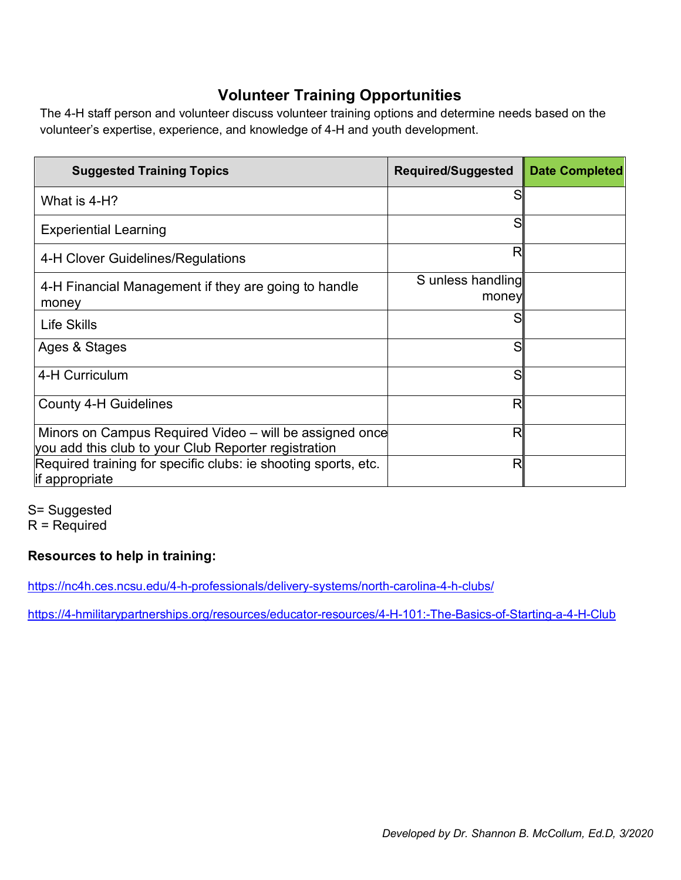## Volunteer Training Opportunities

The 4-H staff person and volunteer discuss volunteer training options and determine needs based on the volunteer's expertise, experience, and knowledge of 4-H and youth development.

| Suggested Training Topics | Required/Suggested | Date Completed |
|---|---|---|
| What is 4-H? | S | |
| Experiential Learning | S | |
| 4-H Clover Guidelines/Regulations | R | |
| 4-H Financial Management if they are going to handle money | S unless handling money | |
| Life Skills | S | |
| Ages & Stages | S | |
| 4-H Curriculum | S | |
| County 4-H Guidelines | R | |
| Minors on Campus Required Video – will be assigned once you add this club to your Club Reporter registration | R | |
| Required training for specific clubs: ie shooting sports, etc. if appropriate | R | |

S= Suggested
R = Required

**Resources to help in training:**

https://nc4h.ces.ncsu.edu/4-h-professionals/delivery-systems/north-carolina-4-h-clubs/

https://4-hmilitarypartnerships.org/resources/educator-resources/4-H-101:-The-Basics-of-Starting-a-4-H-Club

*Developed by Dr. Shannon B. McCollum, Ed.D, 3/2020*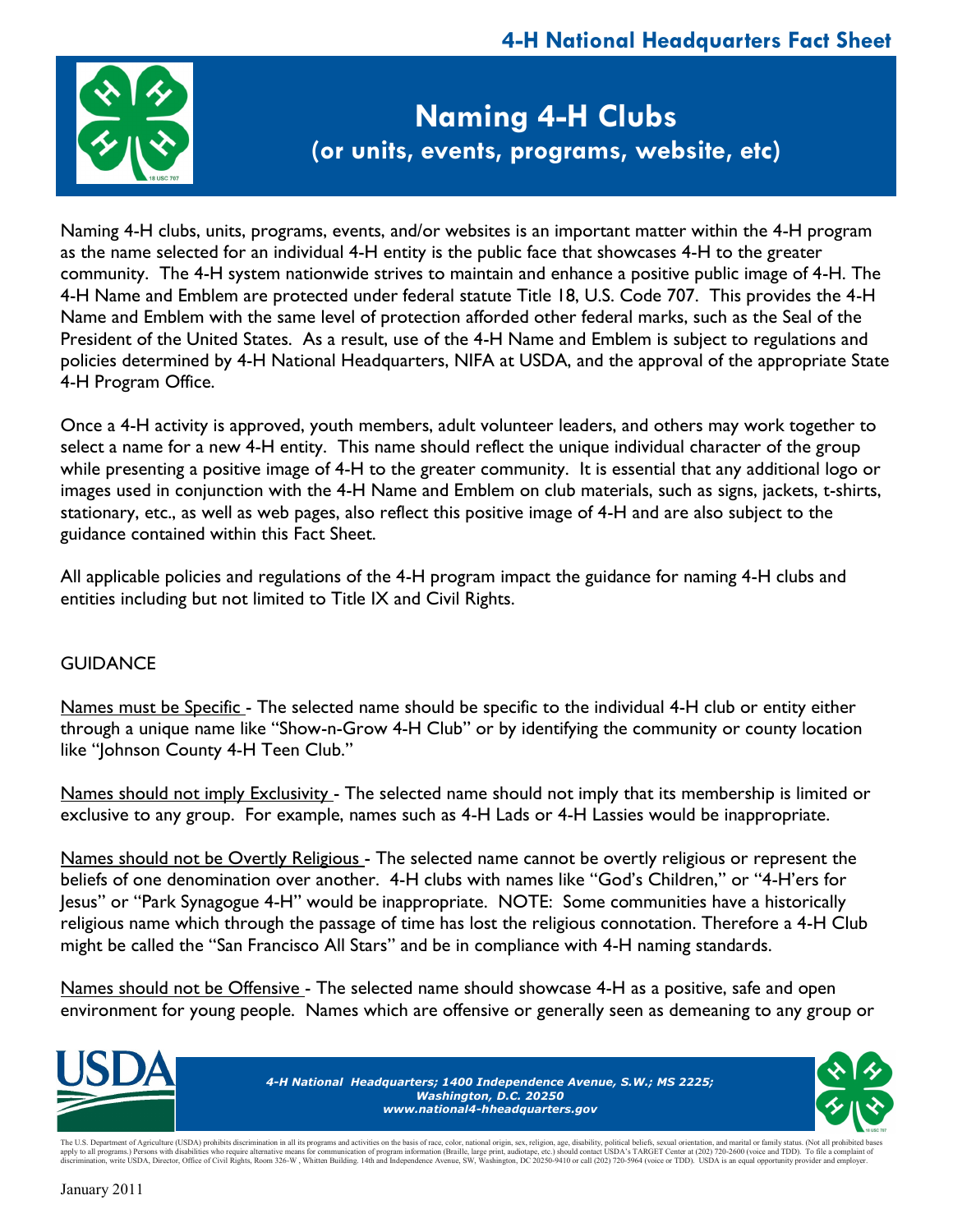# Naming 4-H Clubs
## (or units, events, programs, website, etc)

Naming 4-H clubs, units, programs, events, and/or websites is an important matter within the 4-H program as the name selected for an individual 4-H entity is the public face that showcases 4-H to the greater community. The 4-H system nationwide strives to maintain and enhance a positive public image of 4-H. The 4-H Name and Emblem are protected under federal statute Title 18, U.S. Code 707. This provides the 4-H Name and Emblem with the same level of protection afforded other federal marks, such as the Seal of the President of the United States. As a result, use of the 4-H Name and Emblem is subject to regulations and policies determined by 4-H National Headquarters, NIFA at USDA, and the approval of the appropriate State 4-H Program Office.

Once a 4-H activity is approved, youth members, adult volunteer leaders, and others may work together to select a name for a new 4-H entity. This name should reflect the unique individual character of the group while presenting a positive image of 4-H to the greater community. It is essential that any additional logo or images used in conjunction with the 4-H Name and Emblem on club materials, such as signs, jackets, t-shirts, stationary, etc., as well as web pages, also reflect this positive image of 4-H and are also subject to the guidance contained within this Fact Sheet.

All applicable policies and regulations of the 4-H program impact the guidance for naming 4-H clubs and entities including but not limited to Title IX and Civil Rights.

GUIDANCE

Names must be Specific - The selected name should be specific to the individual 4-H club or entity either through a unique name like "Show-n-Grow 4-H Club" or by identifying the community or county location like "Johnson County 4-H Teen Club."

Names should not imply Exclusivity - The selected name should not imply that its membership is limited or exclusive to any group. For example, names such as 4-H Lads or 4-H Lassies would be inappropriate.

Names should not be Overtly Religious - The selected name cannot be overtly religious or represent the beliefs of one denomination over another. 4-H clubs with names like "God's Children," or "4-H'ers for Jesus" or "Park Synagogue 4-H" would be inappropriate. NOTE: Some communities have a historically religious name which through the passage of time has lost the religious connotation. Therefore a 4-H Club might be called the "San Francisco All Stars" and be in compliance with 4-H naming standards.

Names should not be Offensive - The selected name should showcase 4-H as a positive, safe and open environment for young people. Names which are offensive or generally seen as demeaning to any group or

*4-H National Headquarters; 1400 Independence Avenue, S.W.; MS 2225; Washington, D.C. 20250 www.national4-hheadquarters.gov*

The U.S. Department of Agriculture (USDA) prohibits discrimination in all its programs and activities on the basis of race, color, national origin, sex, religion, age, disability, political beliefs, sexual orientation, and marital or family status. (Not all prohibited bases apply to all programs.) Persons with disabilities who require alternative means for communication of program information (Braille, large print, audiotape, etc.) should contact USDA's TARGET Center at (202) 720-2600 (voice and TDD). To file a complaint of discrimination, write USDA, Director, Office of Civil Rights, Room 326-W, Whitten Building, 14th and Independence Avenue, SW, Washington, DC 20250-9410 or call (202) 720-5964 (voice or TDD). USDA is an equal opportunity provider and employer.

January 2011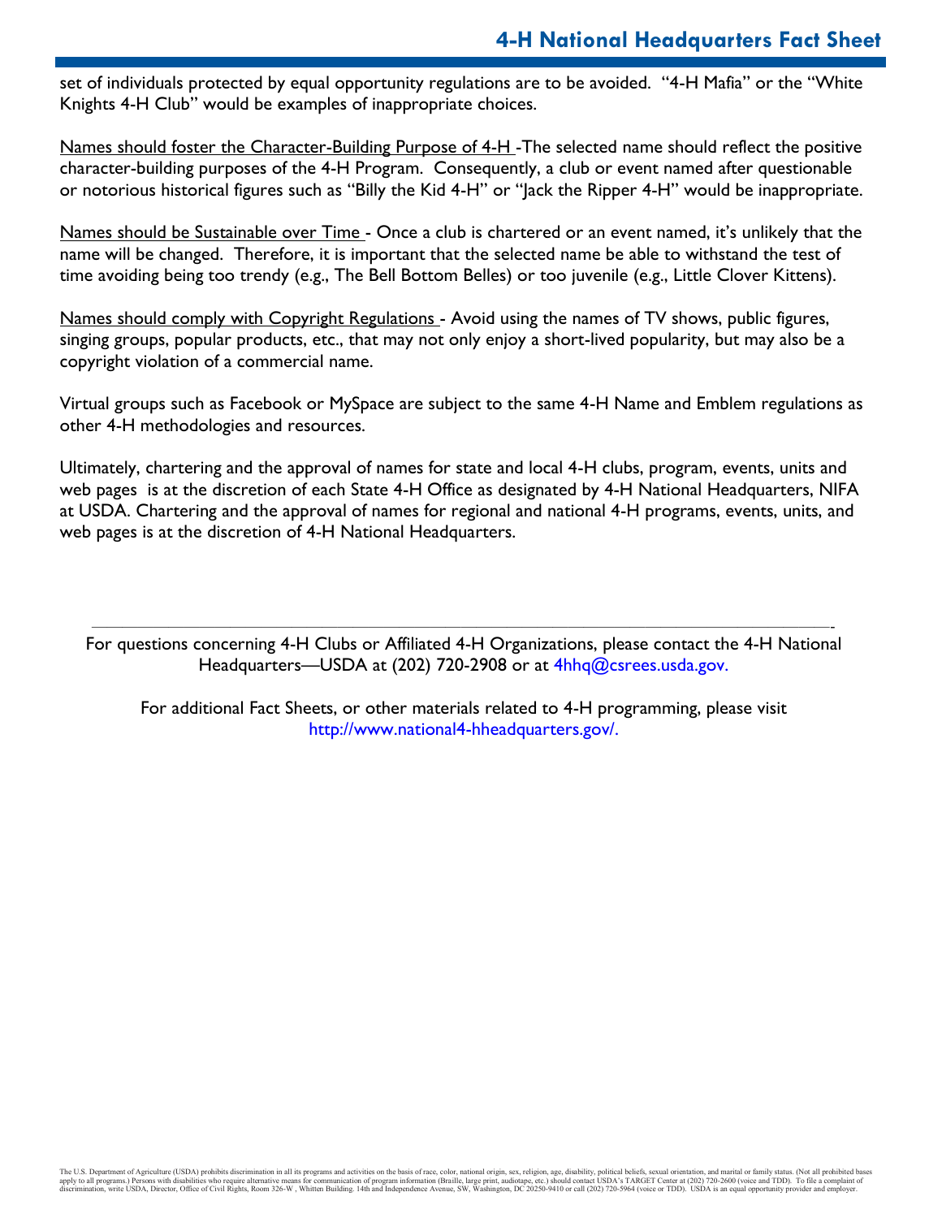set of individuals protected by equal opportunity regulations are to be avoided. "4-H Mafia" or the "White Knights 4-H Club" would be examples of inappropriate choices.

Names should foster the Character-Building Purpose of 4-H -The selected name should reflect the positive character-building purposes of the 4-H Program. Consequently, a club or event named after questionable or notorious historical figures such as "Billy the Kid 4-H" or "Jack the Ripper 4-H" would be inappropriate.

Names should be Sustainable over Time - Once a club is chartered or an event named, it's unlikely that the name will be changed. Therefore, it is important that the selected name be able to withstand the test of time avoiding being too trendy (e.g., The Bell Bottom Belles) or too juvenile (e.g., Little Clover Kittens).

Names should comply with Copyright Regulations - Avoid using the names of TV shows, public figures, singing groups, popular products, etc., that may not only enjoy a short-lived popularity, but may also be a copyright violation of a commercial name.

Virtual groups such as Facebook or MySpace are subject to the same 4-H Name and Emblem regulations as other 4-H methodologies and resources.

Ultimately, chartering and the approval of names for state and local 4-H clubs, program, events, units and web pages is at the discretion of each State 4-H Office as designated by 4-H National Headquarters, NIFA at USDA. Chartering and the approval of names for regional and national 4-H programs, events, units, and web pages is at the discretion of 4-H National Headquarters.

---

For questions concerning 4-H Clubs or Affiliated 4-H Organizations, please contact the 4-H National Headquarters—USDA at (202) 720-2908 or at 4hhq@csrees.usda.gov.

For additional Fact Sheets, or other materials related to 4-H programming, please visit http://www.national4-hheadquarters.gov/.

The U.S. Department of Agriculture (USDA) prohibits discrimination in all its programs and activities on the basis of race, color, national origin, sex, religion, age, disability, political beliefs, sexual orientation, and marital or family status. (Not all prohibited bases apply to all programs.) Persons with disabilities who require alternative means for communication of program information (Braille, large print, audiotape, etc.) should contact USDA's TARGET Center at (202) 720-2600 (voice and TDD). To file a complaint of discrimination, write USDA, Director, Office of Civil Rights, Room 326-W , Whitten Building. 14th and Independence Avenue, SW, Washington, DC 20250-9410 or call (202) 720-5964 (voice or TDD). USDA is an equal opportunity provider and employer.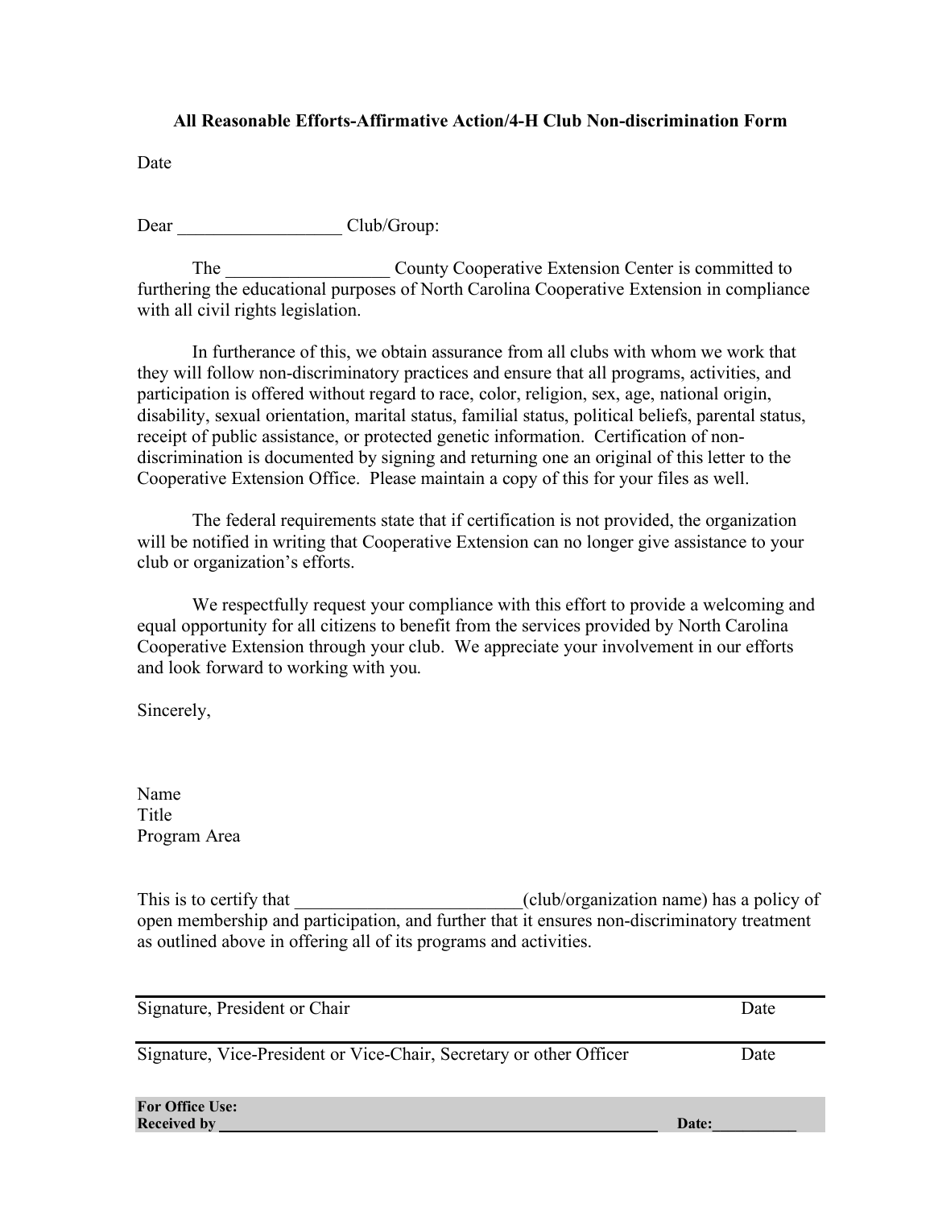**All Reasonable Efforts-Affirmative Action/4-H Club Non-discrimination Form**

Date

Dear __________________ Club/Group:

The __________________ County Cooperative Extension Center is committed to furthering the educational purposes of North Carolina Cooperative Extension in compliance with all civil rights legislation.

In furtherance of this, we obtain assurance from all clubs with whom we work that they will follow non-discriminatory practices and ensure that all programs, activities, and participation is offered without regard to race, color, religion, sex, age, national origin, disability, sexual orientation, marital status, familial status, political beliefs, parental status, receipt of public assistance, or protected genetic information. Certification of non-discrimination is documented by signing and returning one an original of this letter to the Cooperative Extension Office. Please maintain a copy of this for your files as well.

The federal requirements state that if certification is not provided, the organization will be notified in writing that Cooperative Extension can no longer give assistance to your club or organization's efforts.

We respectfully request your compliance with this effort to provide a welcoming and equal opportunity for all citizens to benefit from the services provided by North Carolina Cooperative Extension through your club. We appreciate your involvement in our efforts and look forward to working with you.

Sincerely,

Name
Title
Program Area

This is to certify that _________________________(club/organization name) has a policy of open membership and participation, and further that it ensures non-discriminatory treatment as outlined above in offering all of its programs and activities.

______________________________________________________________________

Signature, President or Chair                                                                                    Date

______________________________________________________________________

Signature, Vice-President or Vice-Chair, Secretary or other Officer                              Date

**For Office Use:**
**Received by ______________________________________________ Date:___________**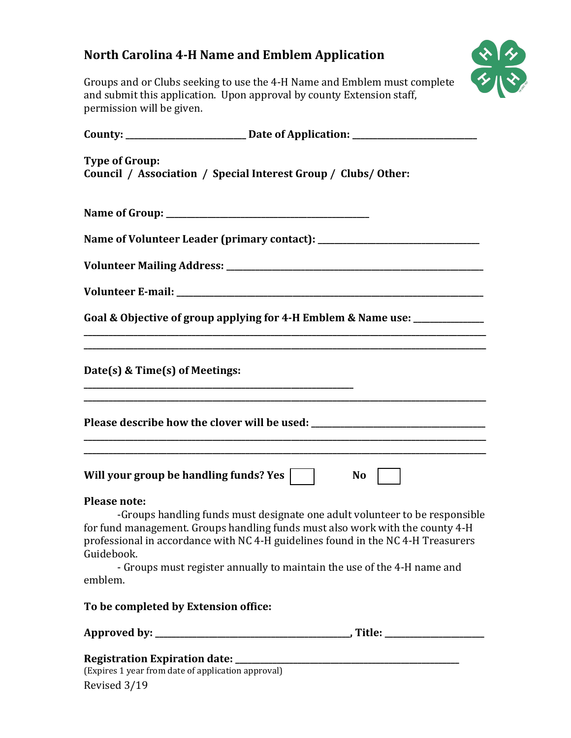# North Carolina 4-H Name and Emblem Application

Groups and or Clubs seeking to use the 4-H Name and Emblem must complete and submit this application. Upon approval by county Extension staff, permission will be given.

**County:** ___________________________ **Date of Application:** ____________________________

**Type of Group:**
**Council / Association / Special Interest Group / Clubs/ Other:**

**Name of Group:** _____________________________________________

**Name of Volunteer Leader (primary contact):** _____________________________________

**Volunteer Mailing Address:** ___________________________________________________________

**Volunteer E-mail:** ____________________________________________________________________

**Goal & Objective of group applying for 4-H Emblem & Name use:** _______________
_________________________________________________________________________________________
_________________________________________________________________________________________

**Date(s) & Time(s) of Meetings:**
___________________________________________________________
_________________________________________________________________________________________

**Please describe how the clover will be used:** _______________________________________
_________________________________________________________________________________________
_________________________________________________________________________________________

**Will your group be handling funds? Yes** ☐ **No** ☐

**Please note:**

-Groups handling funds must designate one adult volunteer to be responsible for fund management. Groups handling funds must also work with the county 4-H professional in accordance with NC 4-H guidelines found in the NC 4-H Treasurers Guidebook.

- Groups must register annually to maintain the use of the 4-H name and emblem.

**To be completed by Extension office:**

**Approved by:** ____________________________________________, **Title:** ______________________

**Registration Expiration date:** ___________________________________________________

(Expires 1 year from date of application approval)

Revised 3/19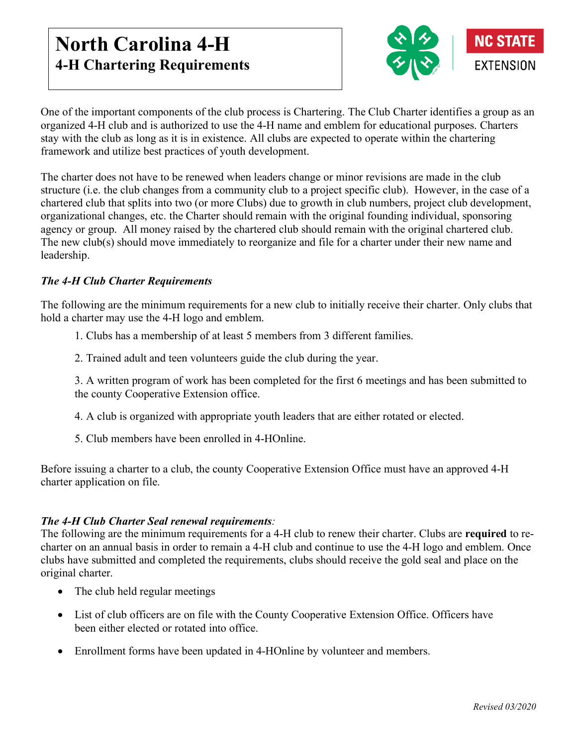# North Carolina 4-H
## 4-H Chartering Requirements

One of the important components of the club process is Chartering. The Club Charter identifies a group as an organized 4-H club and is authorized to use the 4-H name and emblem for educational purposes. Charters stay with the club as long as it is in existence. All clubs are expected to operate within the chartering framework and utilize best practices of youth development.

The charter does not have to be renewed when leaders change or minor revisions are made in the club structure (i.e. the club changes from a community club to a project specific club). However, in the case of a chartered club that splits into two (or more Clubs) due to growth in club numbers, project club development, organizational changes, etc. the Charter should remain with the original founding individual, sponsoring agency or group. All money raised by the chartered club should remain with the original chartered club. The new club(s) should move immediately to reorganize and file for a charter under their new name and leadership.

***The 4-H Club Charter Requirements***

The following are the minimum requirements for a new club to initially receive their charter. Only clubs that hold a charter may use the 4-H logo and emblem.

1. Clubs has a membership of at least 5 members from 3 different families.
2. Trained adult and teen volunteers guide the club during the year.
3. A written program of work has been completed for the first 6 meetings and has been submitted to the county Cooperative Extension office.
4. A club is organized with appropriate youth leaders that are either rotated or elected.
5. Club members have been enrolled in 4-HOnline.

Before issuing a charter to a club, the county Cooperative Extension Office must have an approved 4-H charter application on file.

***The 4-H Club Charter Seal renewal requirements***:

The following are the minimum requirements for a 4-H club to renew their charter. Clubs are **required** to re-charter on an annual basis in order to remain a 4-H club and continue to use the 4-H logo and emblem. Once clubs have submitted and completed the requirements, clubs should receive the gold seal and place on the original charter.

- The club held regular meetings
- List of club officers are on file with the County Cooperative Extension Office. Officers have been either elected or rotated into office.
- Enrollment forms have been updated in 4-HOnline by volunteer and members.

*Revised 03/2020*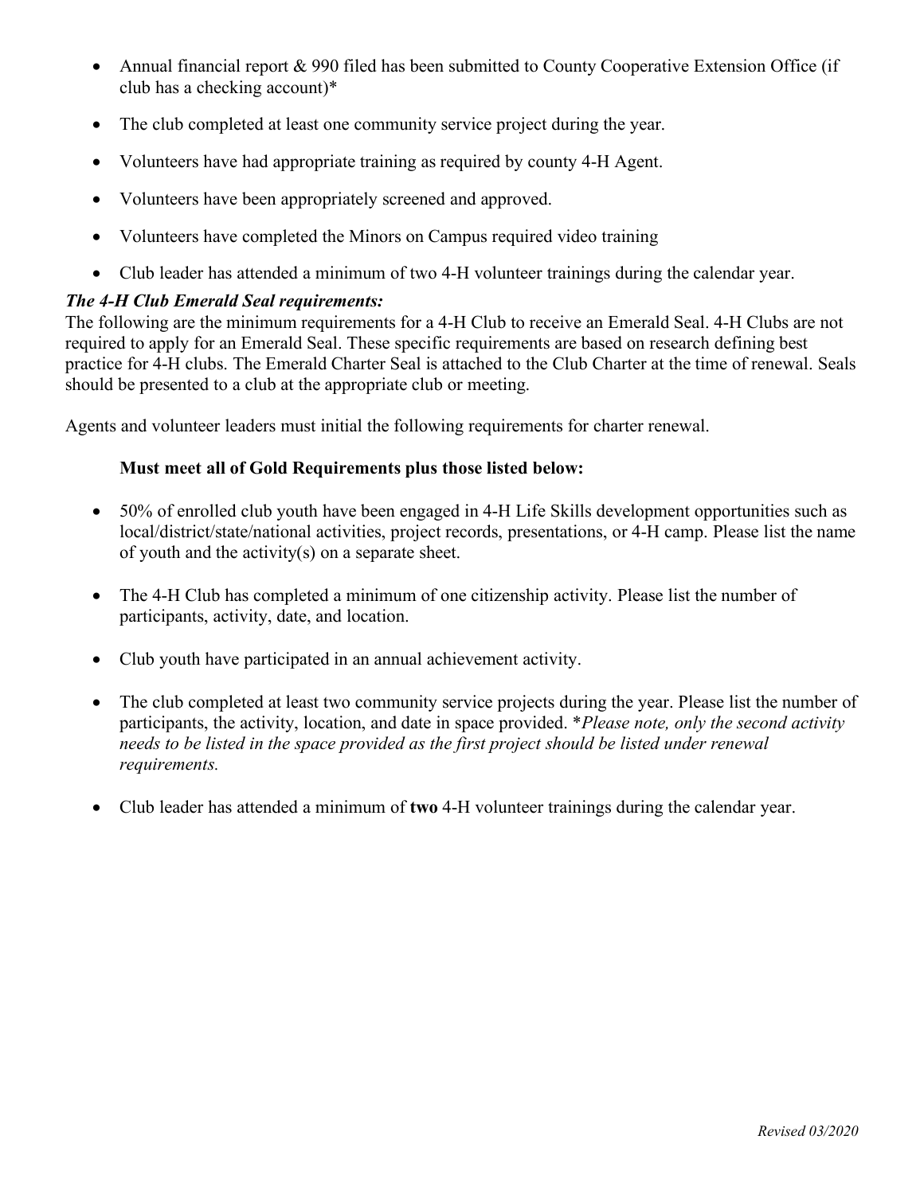- Annual financial report & 990 filed has been submitted to County Cooperative Extension Office (if club has a checking account)*
- The club completed at least one community service project during the year.
- Volunteers have had appropriate training as required by county 4-H Agent.
- Volunteers have been appropriately screened and approved.
- Volunteers have completed the Minors on Campus required video training
- Club leader has attended a minimum of two 4-H volunteer trainings during the calendar year.

***The 4-H Club Emerald Seal requirements:***

The following are the minimum requirements for a 4-H Club to receive an Emerald Seal. 4-H Clubs are not required to apply for an Emerald Seal. These specific requirements are based on research defining best practice for 4-H clubs. The Emerald Charter Seal is attached to the Club Charter at the time of renewal. Seals should be presented to a club at the appropriate club or meeting.

Agents and volunteer leaders must initial the following requirements for charter renewal.

**Must meet all of Gold Requirements plus those listed below:**

- 50% of enrolled club youth have been engaged in 4-H Life Skills development opportunities such as local/district/state/national activities, project records, presentations, or 4-H camp. Please list the name of youth and the activity(s) on a separate sheet.
- The 4-H Club has completed a minimum of one citizenship activity. Please list the number of participants, activity, date, and location.
- Club youth have participated in an annual achievement activity.
- The club completed at least two community service projects during the year. Please list the number of participants, the activity, location, and date in space provided. **Please note, only the second activity needs to be listed in the space provided as the first project should be listed under renewal requirements.*
- Club leader has attended a minimum of **two** 4-H volunteer trainings during the calendar year.

*Revised 03/2020*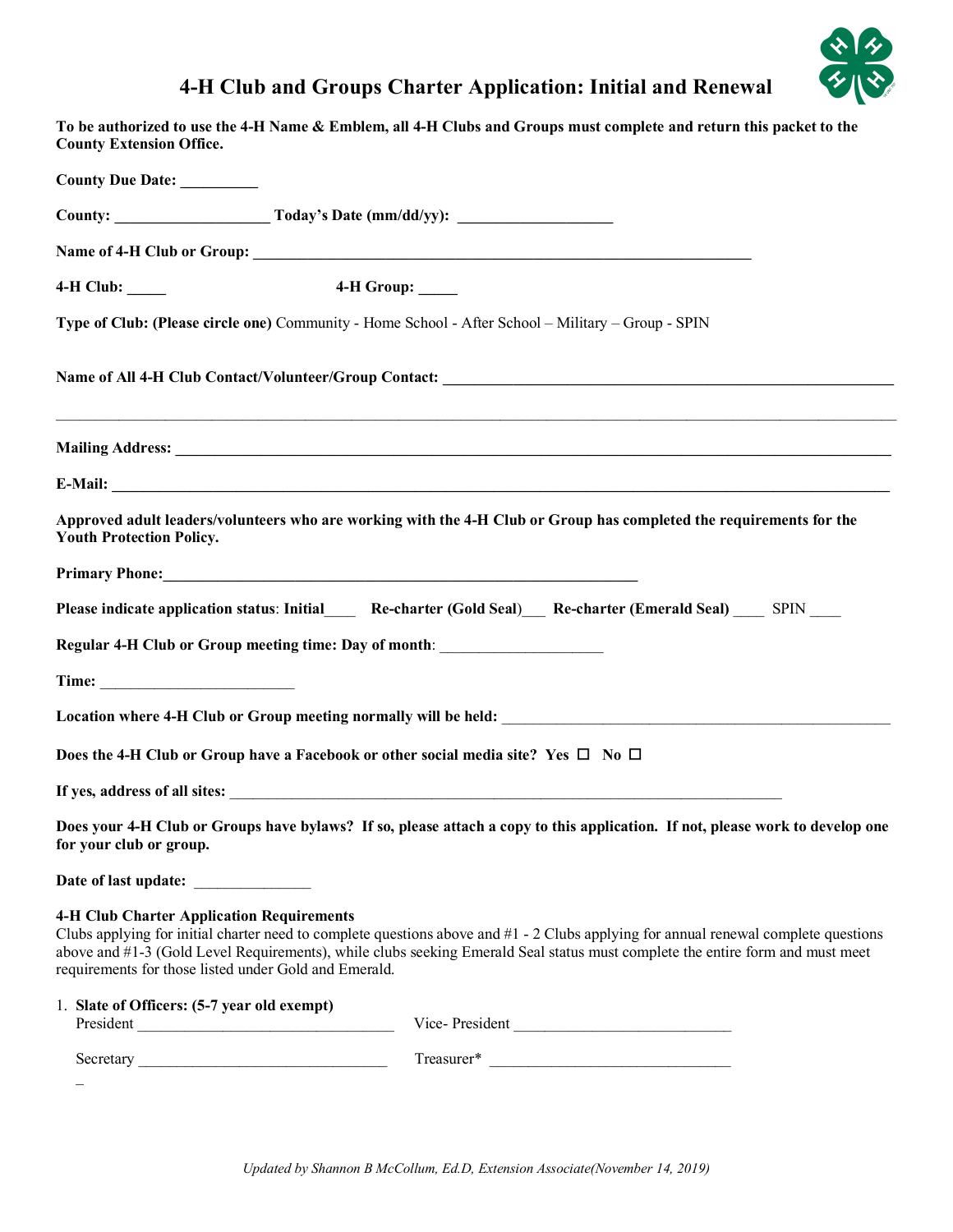# 4-H Club and Groups Charter Application: Initial and Renewal

**To be authorized to use the 4-H Name & Emblem, all 4-H Clubs and Groups must complete and return this packet to the County Extension Office.**

**County Due Date:** __________

**County:** ____________________ **Today's Date (mm/dd/yy):** ____________________

**Name of 4-H Club or Group:** ________________________________________________________________

**4-H Club:** _____ **4-H Group:** _____

**Type of Club: (Please circle one)** Community - Home School - After School – Military – Group - SPIN

**Name of All 4-H Club Contact/Volunteer/Group Contact:** ______________________________________________________________

______________________________________________________________________________________________

**Mailing Address:** ______________________________________________________________________________

**E-Mail:** ______________________________________________________________________________________

**Approved adult leaders/volunteers who are working with the 4-H Club or Group has completed the requirements for the Youth Protection Policy.**

**Primary Phone:**______________________________________________________________

**Please indicate application status**: **Initial**____ **Re-charter (Gold Seal)**___ **Re-charter (Emerald Seal)** ____ SPIN ____

**Regular 4-H Club or Group meeting time: Day of month**: ____________________

**Time:** _________________________

**Location where 4-H Club or Group meeting normally will be held:** ____________________________________________

**Does the 4-H Club or Group have a Facebook or other social media site? Yes ☐ No ☐**

**If yes, address of all sites:** ______________________________________________________________________

**Does your 4-H Club or Groups have bylaws? If so, please attach a copy to this application. If not, please work to develop one for your club or group.**

**Date of last update:** _______________

**4-H Club Charter Application Requirements**

Clubs applying for initial charter need to complete questions above and #1 - 2 Clubs applying for annual renewal complete questions above and #1-3 (Gold Level Requirements), while clubs seeking Emerald Seal status must complete the entire form and must meet requirements for those listed under Gold and Emerald.

1. **Slate of Officers: (5-7 year old exempt)**

   President ________________________________ Vice- President ___________________________

   Secretary ________________________________ Treasurer* ______________________________

   _

*Updated by Shannon B McCollum, Ed.D, Extension Associate(November 14, 2019)*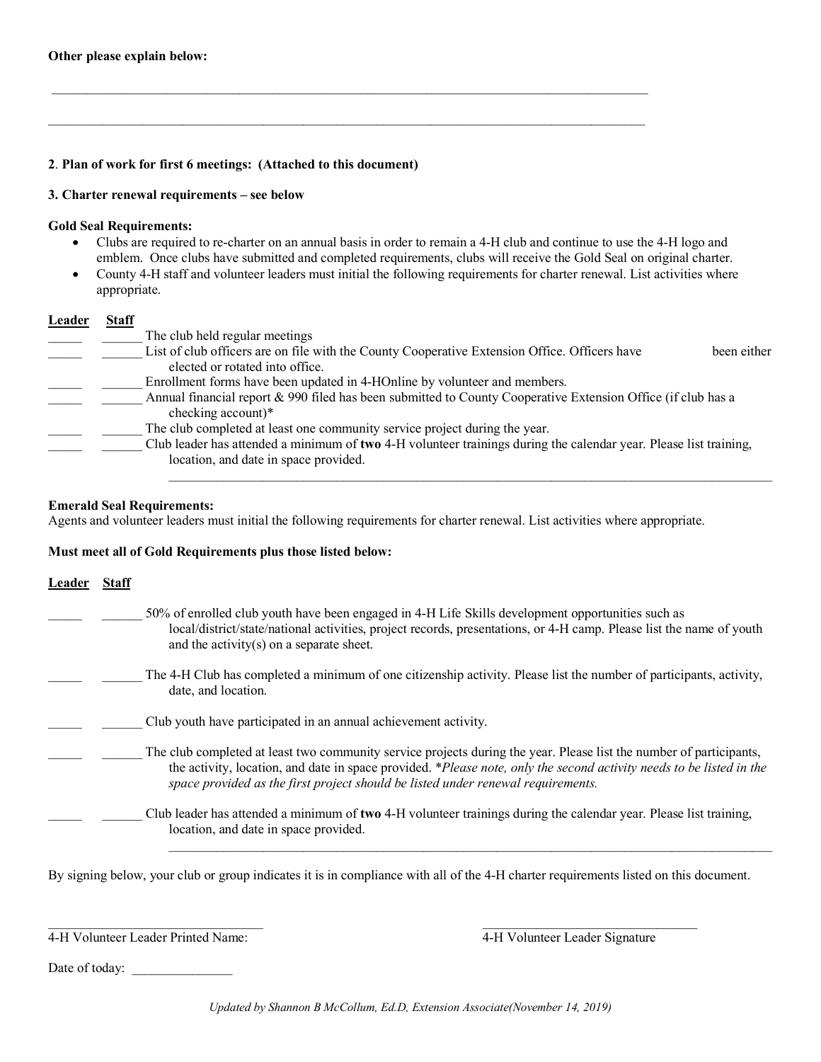**Other please explain below:**

___________________________________________________________________________________________

___________________________________________________________________________________________

**2**. **Plan of work for first 6 meetings: (Attached to this document)**

**3. Charter renewal requirements – see below**

**Gold Seal Requirements:**

- Clubs are required to re-charter on an annual basis in order to remain a 4-H club and continue to use the 4-H logo and emblem. Once clubs have submitted and completed requirements, clubs will receive the Gold Seal on original charter.
- County 4-H staff and volunteer leaders must initial the following requirements for charter renewal. List activities where appropriate.

**Leader** **Staff**

_____ ______ The club held regular meetings

_____ ______ List of club officers are on file with the County Cooperative Extension Office. Officers have been either elected or rotated into office.

_____ ______ Enrollment forms have been updated in 4-HOnline by volunteer and members.

_____ ______ Annual financial report & 990 filed has been submitted to County Cooperative Extension Office (if club has a checking account)*

_____ ______ The club completed at least one community service project during the year.

_____ ______ Club leader has attended a minimum of **two** 4-H volunteer trainings during the calendar year. Please list training, location, and date in space provided.

___________________________________________________________________________________________

**Emerald Seal Requirements:**

Agents and volunteer leaders must initial the following requirements for charter renewal. List activities where appropriate.

**Must meet all of Gold Requirements plus those listed below:**

**Leader** **Staff**

_____ ______ 50% of enrolled club youth have been engaged in 4-H Life Skills development opportunities such as local/district/state/national activities, project records, presentations, or 4-H camp. Please list the name of youth and the activity(s) on a separate sheet.

_____ ______ The 4-H Club has completed a minimum of one citizenship activity. Please list the number of participants, activity, date, and location.

_____ ______ Club youth have participated in an annual achievement activity.

_____ ______ The club completed at least two community service projects during the year. Please list the number of participants, the activity, location, and date in space provided. **Please note, only the second activity needs to be listed in the space provided as the first project should be listed under renewal requirements.*

_____ ______ Club leader has attended a minimum of **two** 4-H volunteer trainings during the calendar year. Please list training, location, and date in space provided.

___________________________________________________________________________________________

By signing below, your club or group indicates it is in compliance with all of the 4-H charter requirements listed on this document.

_________________________________ _________________________________

4-H Volunteer Leader Printed Name: 4-H Volunteer Leader Signature

Date of today: _______________

*Updated by Shannon B McCollum, Ed.D, Extension Associate(November 14, 2019)*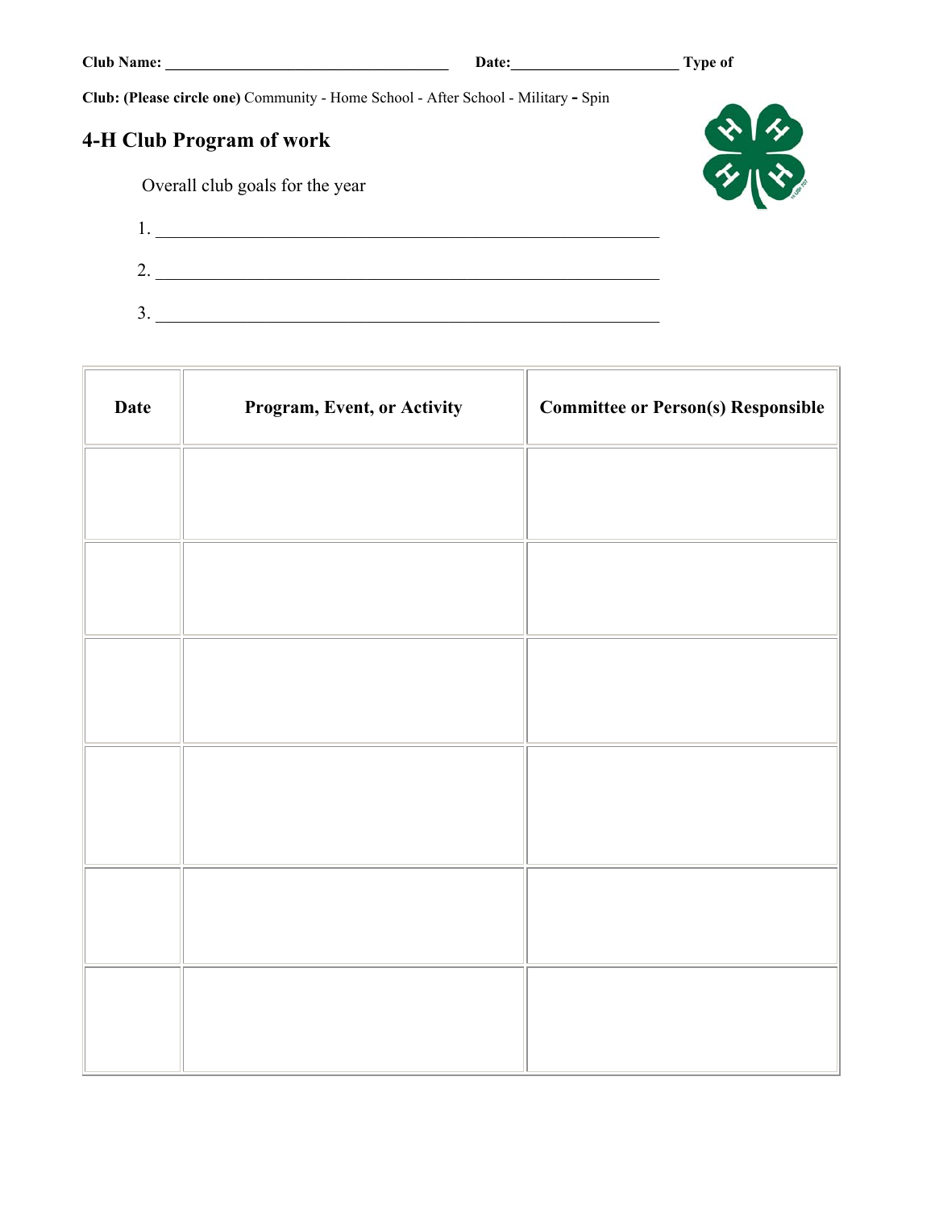**Club Name:** ____________________________________ **Date:**_____________________ **Type of Club: (Please circle one)** Community - Home School - After School - Military - Spin

## 4-H Club Program of work

Overall club goals for the year

1. ___________________________________________________________

2. ___________________________________________________________

3. ___________________________________________________________

| Date | Program, Event, or Activity | Committee or Person(s) Responsible |
|---|---|---|
| | | |
| | | |
| | | |
| | | |
| | | |
| | | |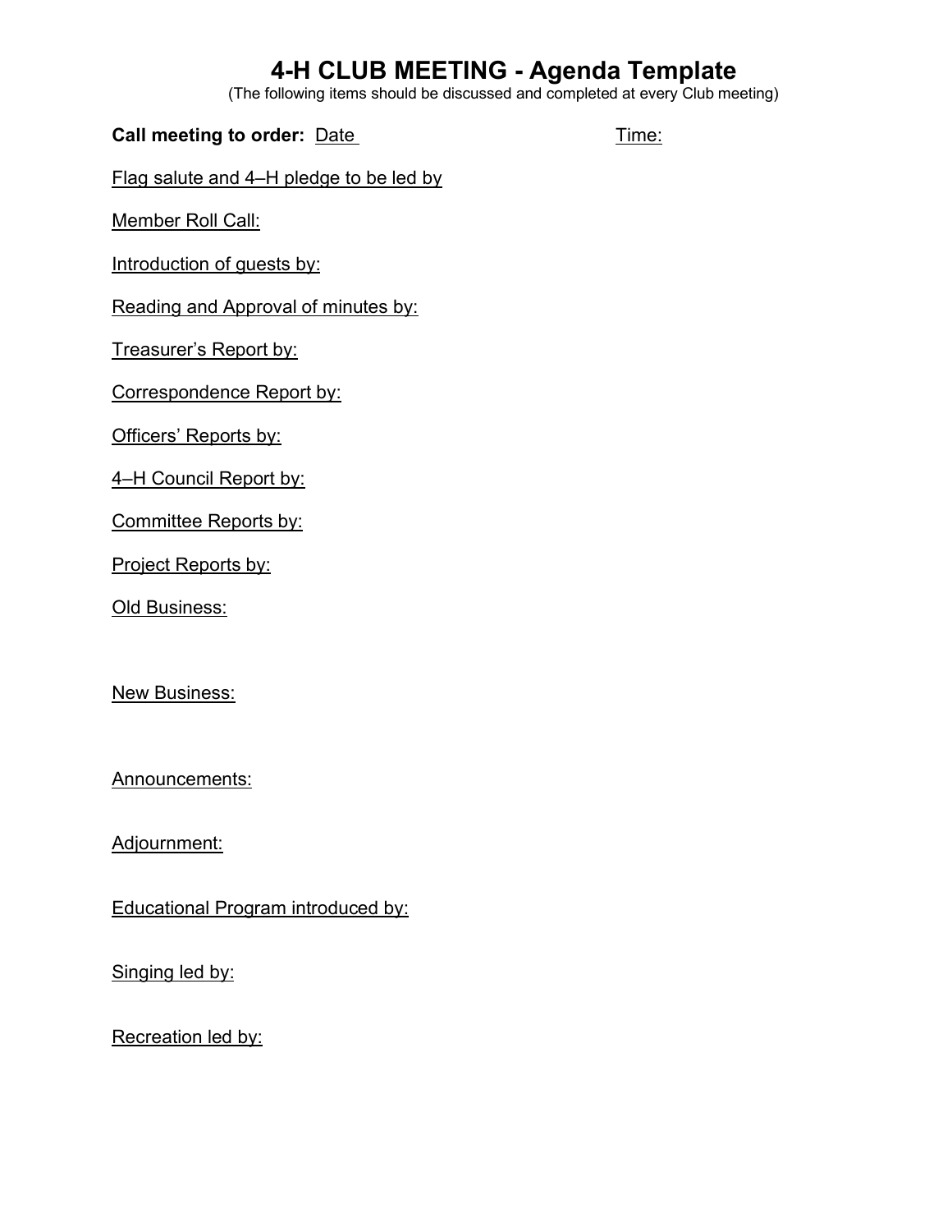# 4-H CLUB MEETING - Agenda Template

(The following items should be discussed and completed at every Club meeting)

**Call meeting to order:** Date Time:

Flag salute and 4–H pledge to be led by

Member Roll Call:

Introduction of guests by:

Reading and Approval of minutes by:

Treasurer's Report by:

Correspondence Report by:

Officers' Reports by:

4–H Council Report by:

Committee Reports by:

Project Reports by:

Old Business:

New Business:

Announcements:

Adjournment:

Educational Program introduced by:

Singing led by:

Recreation led by: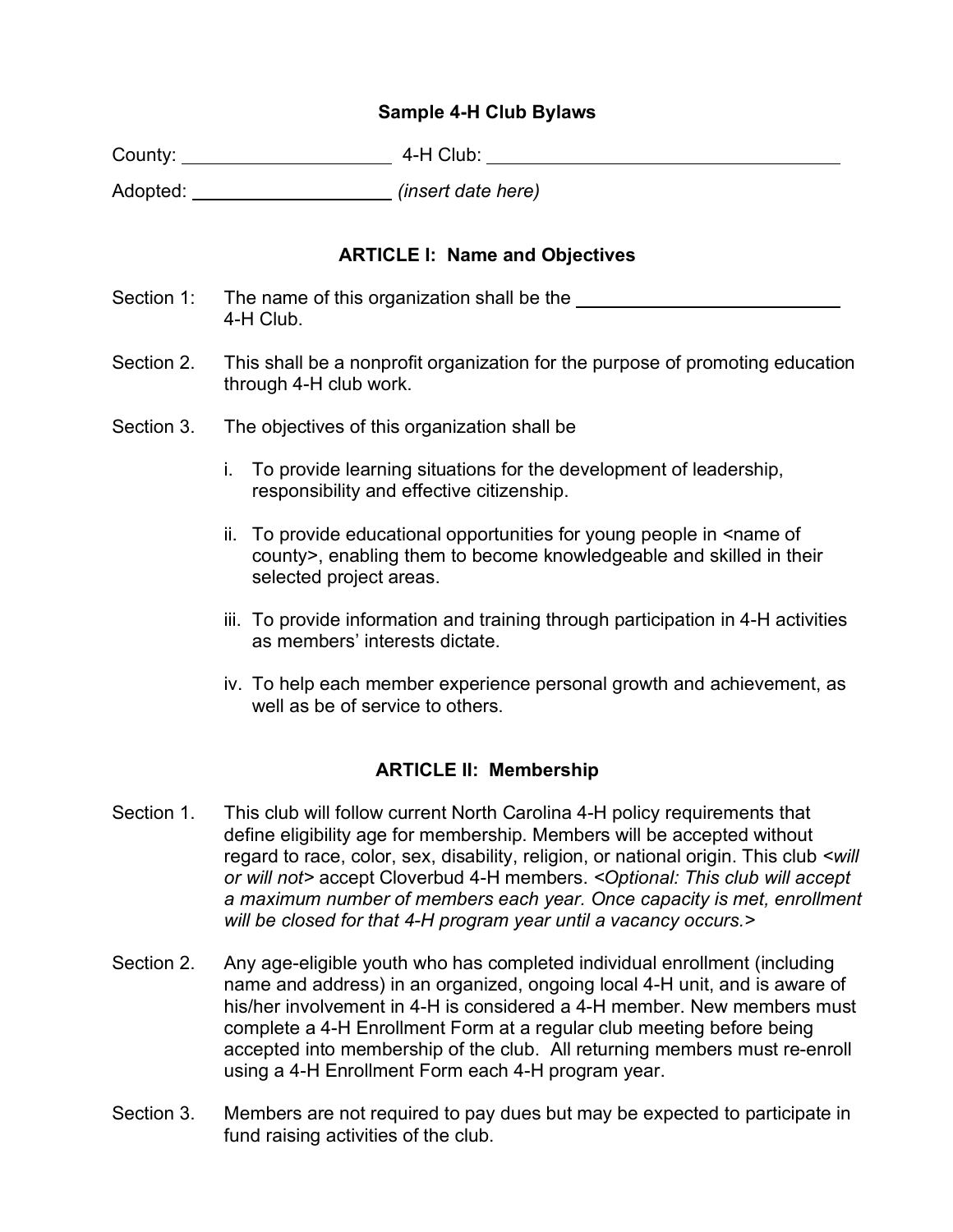## Sample 4-H Club Bylaws

County: ____________________ 4-H Club: ________________________________

Adopted: __________________ *(insert date here)*

### ARTICLE I: Name and Objectives

Section 1: The name of this organization shall be the ________________________ 4-H Club.

Section 2. This shall be a nonprofit organization for the purpose of promoting education through 4-H club work.

Section 3. The objectives of this organization shall be

i. To provide learning situations for the development of leadership, responsibility and effective citizenship.

ii. To provide educational opportunities for young people in <name of county>, enabling them to become knowledgeable and skilled in their selected project areas.

iii. To provide information and training through participation in 4-H activities as members' interests dictate.

iv. To help each member experience personal growth and achievement, as well as be of service to others.

### ARTICLE II: Membership

Section 1. This club will follow current North Carolina 4-H policy requirements that define eligibility age for membership. Members will be accepted without regard to race, color, sex, disability, religion, or national origin. This club <*will or will not*> accept Cloverbud 4-H members. *<Optional: This club will accept a maximum number of members each year. Once capacity is met, enrollment will be closed for that 4-H program year until a vacancy occurs.>*

Section 2. Any age-eligible youth who has completed individual enrollment (including name and address) in an organized, ongoing local 4-H unit, and is aware of his/her involvement in 4-H is considered a 4-H member. New members must complete a 4-H Enrollment Form at a regular club meeting before being accepted into membership of the club. All returning members must re-enroll using a 4-H Enrollment Form each 4-H program year.

Section 3. Members are not required to pay dues but may be expected to participate in fund raising activities of the club.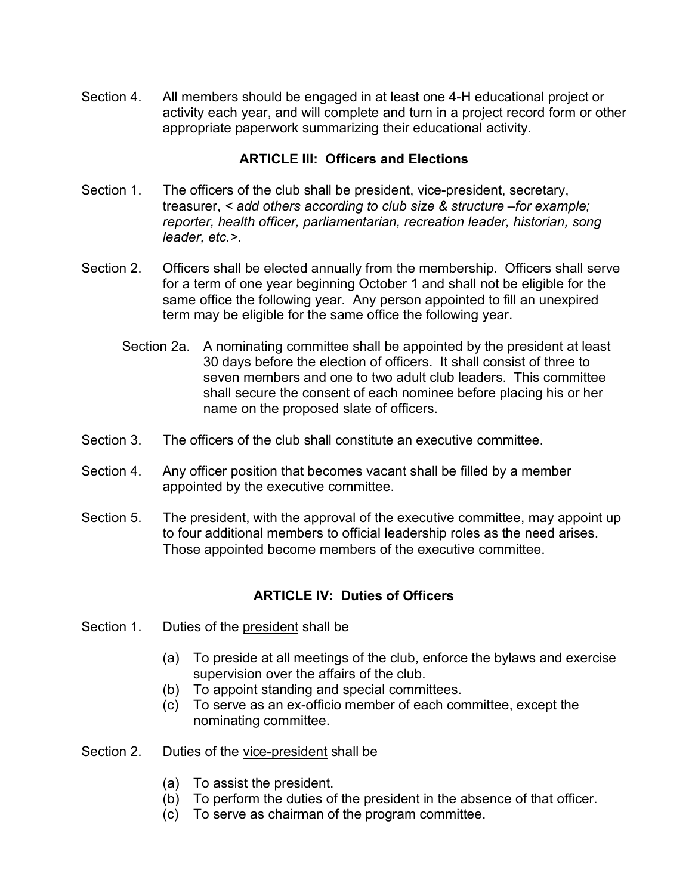Section 4. All members should be engaged in at least one 4-H educational project or activity each year, and will complete and turn in a project record form or other appropriate paperwork summarizing their educational activity.

## ARTICLE III: Officers and Elections

Section 1. The officers of the club shall be president, vice-president, secretary, treasurer, < *add others according to club size & structure –for example; reporter, health officer, parliamentarian, recreation leader, historian, song leader, etc.*>.

Section 2. Officers shall be elected annually from the membership. Officers shall serve for a term of one year beginning October 1 and shall not be eligible for the same office the following year. Any person appointed to fill an unexpired term may be eligible for the same office the following year.

Section 2a. A nominating committee shall be appointed by the president at least 30 days before the election of officers. It shall consist of three to seven members and one to two adult club leaders. This committee shall secure the consent of each nominee before placing his or her name on the proposed slate of officers.

Section 3. The officers of the club shall constitute an executive committee.

Section 4. Any officer position that becomes vacant shall be filled by a member appointed by the executive committee.

Section 5. The president, with the approval of the executive committee, may appoint up to four additional members to official leadership roles as the need arises. Those appointed become members of the executive committee.

## ARTICLE IV: Duties of Officers

Section 1. Duties of the <u>president</u> shall be

- (a) To preside at all meetings of the club, enforce the bylaws and exercise supervision over the affairs of the club.
- (b) To appoint standing and special committees.
- (c) To serve as an ex-officio member of each committee, except the nominating committee.

Section 2. Duties of the <u>vice-president</u> shall be

- (a) To assist the president.
- (b) To perform the duties of the president in the absence of that officer.
- (c) To serve as chairman of the program committee.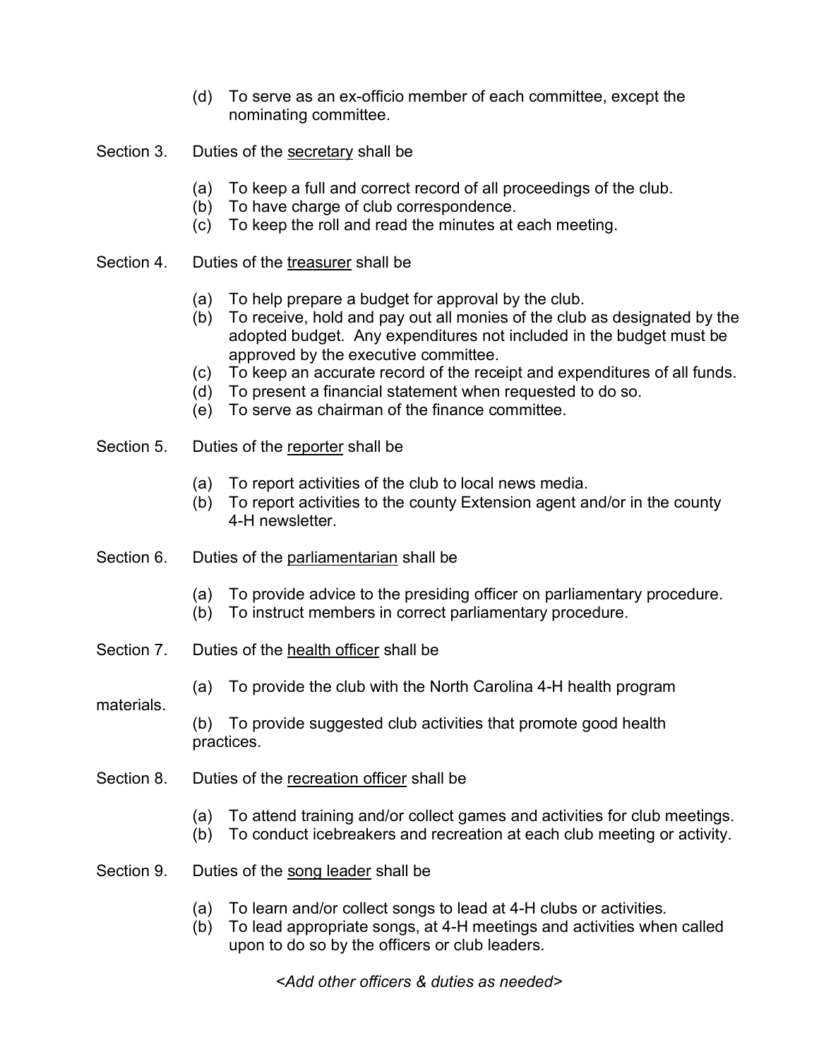(d) To serve as an ex-officio member of each committee, except the nominating committee.

Section 3. Duties of the secretary shall be

(a) To keep a full and correct record of all proceedings of the club.
(b) To have charge of club correspondence.
(c) To keep the roll and read the minutes at each meeting.

Section 4. Duties of the treasurer shall be

(a) To help prepare a budget for approval by the club.
(b) To receive, hold and pay out all monies of the club as designated by the adopted budget. Any expenditures not included in the budget must be approved by the executive committee.
(c) To keep an accurate record of the receipt and expenditures of all funds.
(d) To present a financial statement when requested to do so.
(e) To serve as chairman of the finance committee.

Section 5. Duties of the reporter shall be

(a) To report activities of the club to local news media.
(b) To report activities to the county Extension agent and/or in the county 4-H newsletter.

Section 6. Duties of the parliamentarian shall be

(a) To provide advice to the presiding officer on parliamentary procedure.
(b) To instruct members in correct parliamentary procedure.

Section 7. Duties of the health officer shall be

(a) To provide the club with the North Carolina 4-H health program materials.

(b) To provide suggested club activities that promote good health practices.

Section 8. Duties of the recreation officer shall be

(a) To attend training and/or collect games and activities for club meetings.
(b) To conduct icebreakers and recreation at each club meeting or activity.

Section 9. Duties of the song leader shall be

(a) To learn and/or collect songs to lead at 4-H clubs or activities.
(b) To lead appropriate songs, at 4-H meetings and activities when called upon to do so by the officers or club leaders.

*<Add other officers & duties as needed>*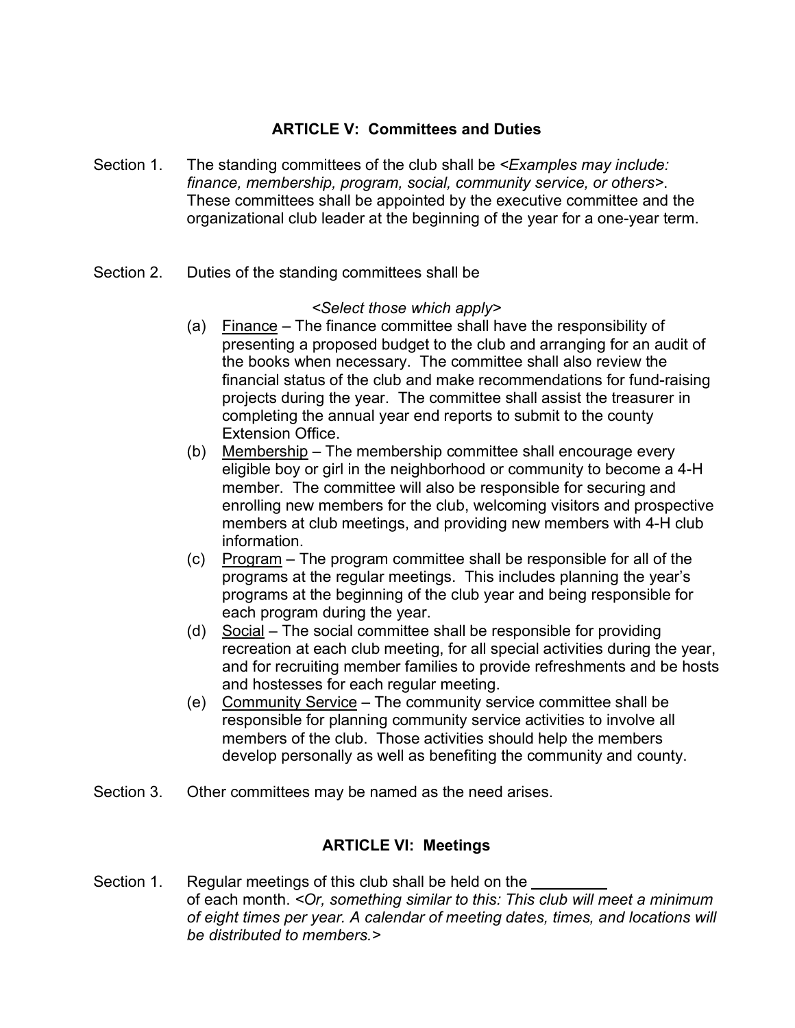## ARTICLE V: Committees and Duties

Section 1. The standing committees of the club shall be *<Examples may include: finance, membership, program, social, community service, or others>*. These committees shall be appointed by the executive committee and the organizational club leader at the beginning of the year for a one-year term.

Section 2. Duties of the standing committees shall be

*<Select those which apply>*

(a) Finance – The finance committee shall have the responsibility of presenting a proposed budget to the club and arranging for an audit of the books when necessary. The committee shall also review the financial status of the club and make recommendations for fund-raising projects during the year. The committee shall assist the treasurer in completing the annual year end reports to submit to the county Extension Office.

(b) Membership – The membership committee shall encourage every eligible boy or girl in the neighborhood or community to become a 4-H member. The committee will also be responsible for securing and enrolling new members for the club, welcoming visitors and prospective members at club meetings, and providing new members with 4-H club information.

(c) Program – The program committee shall be responsible for all of the programs at the regular meetings. This includes planning the year's programs at the beginning of the club year and being responsible for each program during the year.

(d) Social – The social committee shall be responsible for providing recreation at each club meeting, for all special activities during the year, and for recruiting member families to provide refreshments and be hosts and hostesses for each regular meeting.

(e) Community Service – The community service committee shall be responsible for planning community service activities to involve all members of the club. Those activities should help the members develop personally as well as benefiting the community and county.

Section 3. Other committees may be named as the need arises.

## ARTICLE VI: Meetings

Section 1. Regular meetings of this club shall be held on the ________ of each month. *<Or, something similar to this: This club will meet a minimum of eight times per year. A calendar of meeting dates, times, and locations will be distributed to members.>*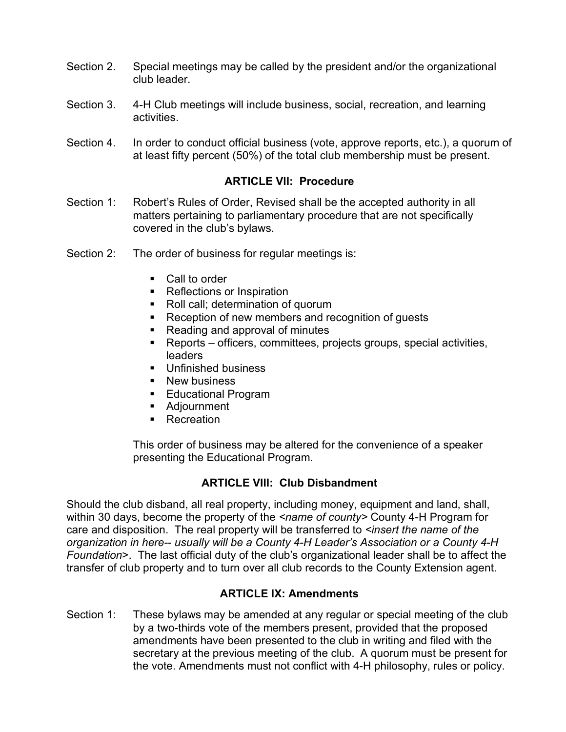Section 2. Special meetings may be called by the president and/or the organizational club leader.

Section 3. 4-H Club meetings will include business, social, recreation, and learning activities.

Section 4. In order to conduct official business (vote, approve reports, etc.), a quorum of at least fifty percent (50%) of the total club membership must be present.

## ARTICLE VII: Procedure

Section 1: Robert's Rules of Order, Revised shall be the accepted authority in all matters pertaining to parliamentary procedure that are not specifically covered in the club's bylaws.

Section 2: The order of business for regular meetings is:

- Call to order
- Reflections or Inspiration
- Roll call; determination of quorum
- Reception of new members and recognition of guests
- Reading and approval of minutes
- Reports – officers, committees, projects groups, special activities, leaders
- Unfinished business
- New business
- Educational Program
- Adjournment
- Recreation

This order of business may be altered for the convenience of a speaker presenting the Educational Program.

## ARTICLE VIII: Club Disbandment

Should the club disband, all real property, including money, equipment and land, shall, within 30 days, become the property of the <*name of county*> County 4-H Program for care and disposition. The real property will be transferred to <*insert the name of the organization in here-- usually will be a County 4-H Leader's Association or a County 4-H Foundation*>. The last official duty of the club's organizational leader shall be to affect the transfer of club property and to turn over all club records to the County Extension agent.

## ARTICLE IX: Amendments

Section 1: These bylaws may be amended at any regular or special meeting of the club by a two-thirds vote of the members present, provided that the proposed amendments have been presented to the club in writing and filed with the secretary at the previous meeting of the club. A quorum must be present for the vote. Amendments must not conflict with 4-H philosophy, rules or policy.